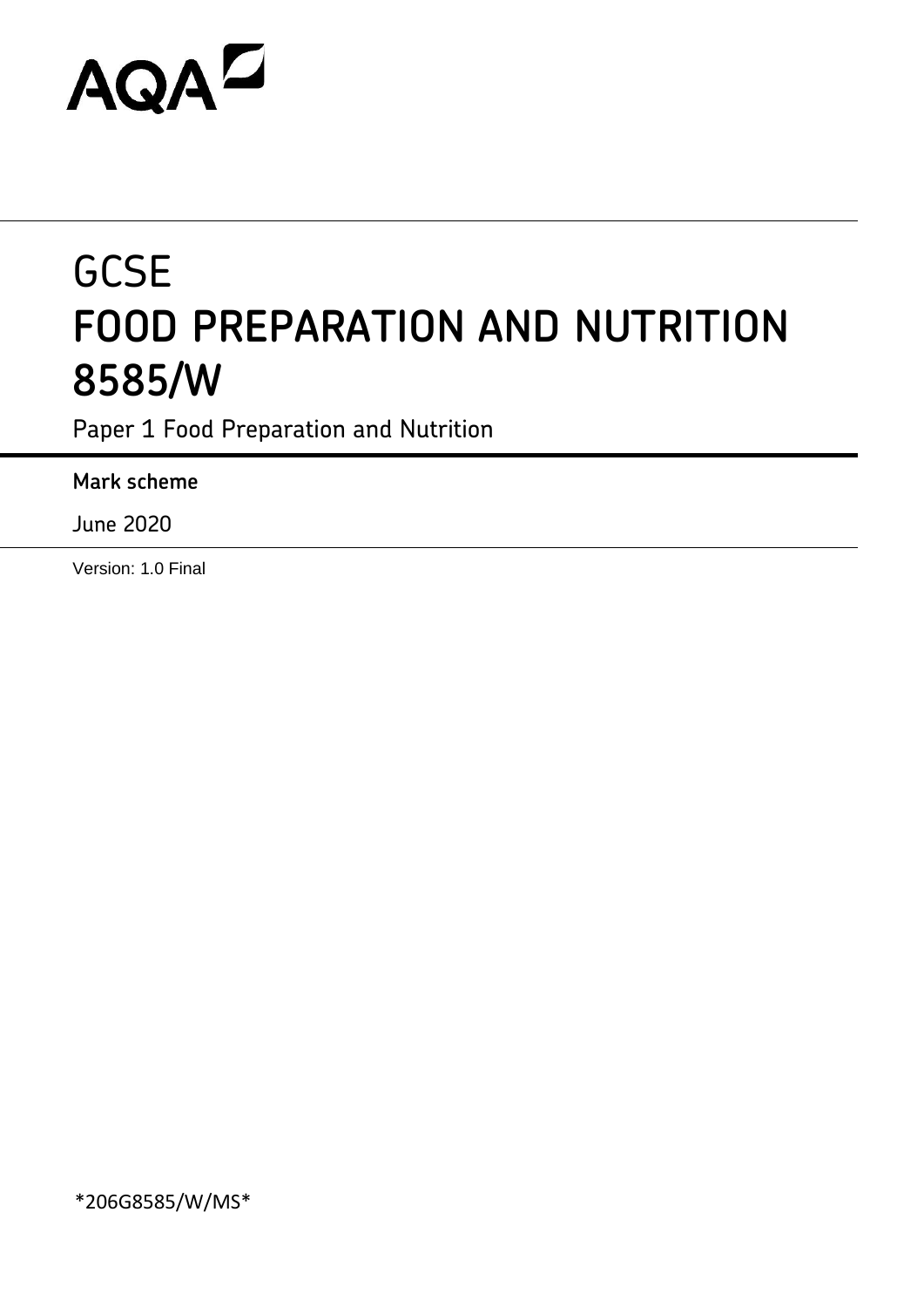AQA

# GCSE
# FOOD PREPARATION AND NUTRITION 8585/W

Paper 1 Food Preparation and Nutrition

**Mark scheme**

June 2020

Version: 1.0 Final

*206G8585/W/MS*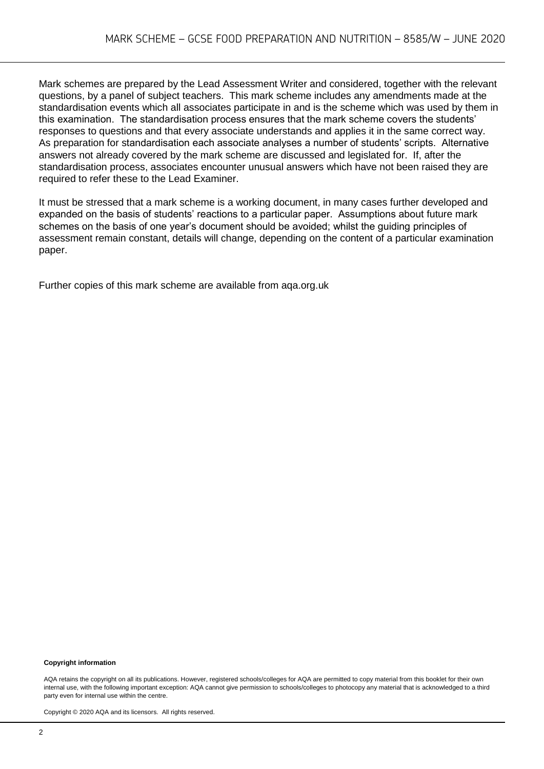Mark schemes are prepared by the Lead Assessment Writer and considered, together with the relevant questions, by a panel of subject teachers. This mark scheme includes any amendments made at the standardisation events which all associates participate in and is the scheme which was used by them in this examination. The standardisation process ensures that the mark scheme covers the students' responses to questions and that every associate understands and applies it in the same correct way. As preparation for standardisation each associate analyses a number of students' scripts. Alternative answers not already covered by the mark scheme are discussed and legislated for. If, after the standardisation process, associates encounter unusual answers which have not been raised they are required to refer these to the Lead Examiner.

It must be stressed that a mark scheme is a working document, in many cases further developed and expanded on the basis of students' reactions to a particular paper. Assumptions about future mark schemes on the basis of one year's document should be avoided; whilst the guiding principles of assessment remain constant, details will change, depending on the content of a particular examination paper.

Further copies of this mark scheme are available from aqa.org.uk

**Copyright information**

AQA retains the copyright on all its publications. However, registered schools/colleges for AQA are permitted to copy material from this booklet for their own internal use, with the following important exception: AQA cannot give permission to schools/colleges to photocopy any material that is acknowledged to a third party even for internal use within the centre.

Copyright © 2020 AQA and its licensors. All rights reserved.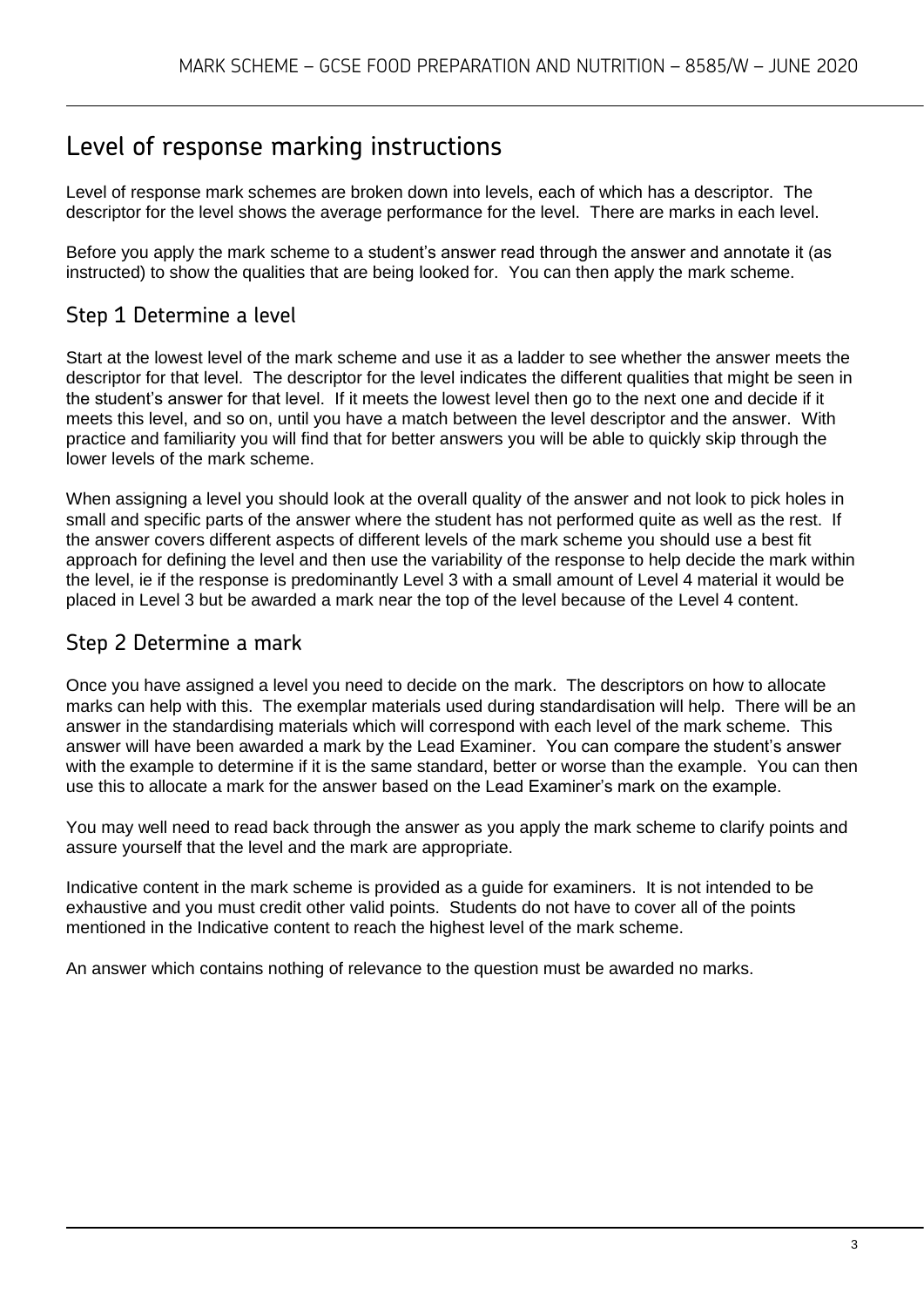# Level of response marking instructions

Level of response mark schemes are broken down into levels, each of which has a descriptor. The descriptor for the level shows the average performance for the level. There are marks in each level.

Before you apply the mark scheme to a student's answer read through the answer and annotate it (as instructed) to show the qualities that are being looked for. You can then apply the mark scheme.

## Step 1 Determine a level

Start at the lowest level of the mark scheme and use it as a ladder to see whether the answer meets the descriptor for that level. The descriptor for the level indicates the different qualities that might be seen in the student's answer for that level. If it meets the lowest level then go to the next one and decide if it meets this level, and so on, until you have a match between the level descriptor and the answer. With practice and familiarity you will find that for better answers you will be able to quickly skip through the lower levels of the mark scheme.

When assigning a level you should look at the overall quality of the answer and not look to pick holes in small and specific parts of the answer where the student has not performed quite as well as the rest. If the answer covers different aspects of different levels of the mark scheme you should use a best fit approach for defining the level and then use the variability of the response to help decide the mark within the level, ie if the response is predominantly Level 3 with a small amount of Level 4 material it would be placed in Level 3 but be awarded a mark near the top of the level because of the Level 4 content.

## Step 2 Determine a mark

Once you have assigned a level you need to decide on the mark. The descriptors on how to allocate marks can help with this. The exemplar materials used during standardisation will help. There will be an answer in the standardising materials which will correspond with each level of the mark scheme. This answer will have been awarded a mark by the Lead Examiner. You can compare the student's answer with the example to determine if it is the same standard, better or worse than the example. You can then use this to allocate a mark for the answer based on the Lead Examiner's mark on the example.

You may well need to read back through the answer as you apply the mark scheme to clarify points and assure yourself that the level and the mark are appropriate.

Indicative content in the mark scheme is provided as a guide for examiners. It is not intended to be exhaustive and you must credit other valid points. Students do not have to cover all of the points mentioned in the Indicative content to reach the highest level of the mark scheme.

An answer which contains nothing of relevance to the question must be awarded no marks.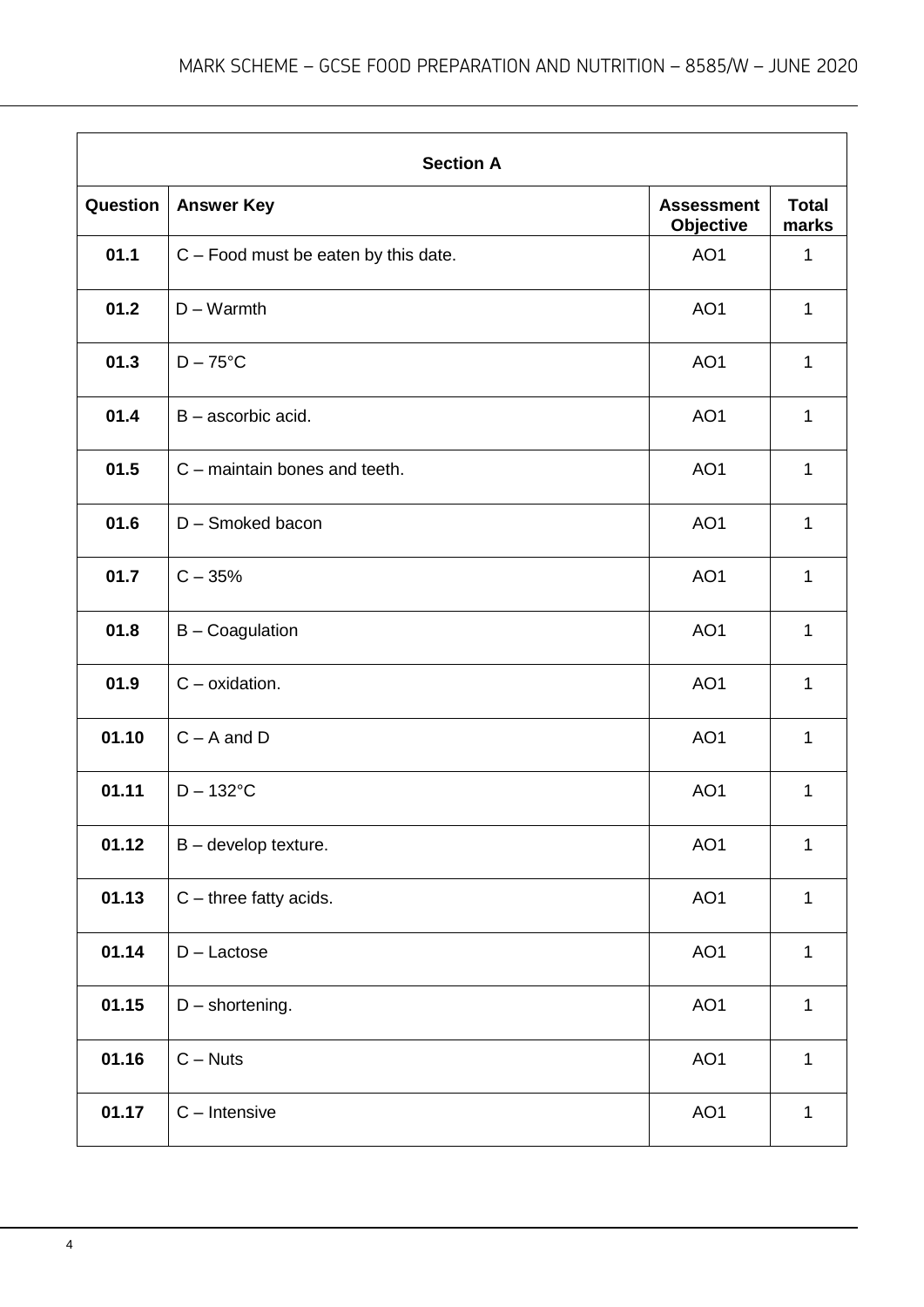| Section A | | | |
|---|---|---|---|
| **Question** | **Answer Key** | **Assessment Objective** | **Total marks** |
| **01.1** | C – Food must be eaten by this date. | AO1 | 1 |
| **01.2** | D – Warmth | AO1 | 1 |
| **01.3** | D – 75°C | AO1 | 1 |
| **01.4** | B – ascorbic acid. | AO1 | 1 |
| **01.5** | C – maintain bones and teeth. | AO1 | 1 |
| **01.6** | D – Smoked bacon | AO1 | 1 |
| **01.7** | C – 35% | AO1 | 1 |
| **01.8** | B – Coagulation | AO1 | 1 |
| **01.9** | C – oxidation. | AO1 | 1 |
| **01.10** | C – A and D | AO1 | 1 |
| **01.11** | D – 132°C | AO1 | 1 |
| **01.12** | B – develop texture. | AO1 | 1 |
| **01.13** | C – three fatty acids. | AO1 | 1 |
| **01.14** | D – Lactose | AO1 | 1 |
| **01.15** | D – shortening. | AO1 | 1 |
| **01.16** | C – Nuts | AO1 | 1 |
| **01.17** | C – Intensive | AO1 | 1 |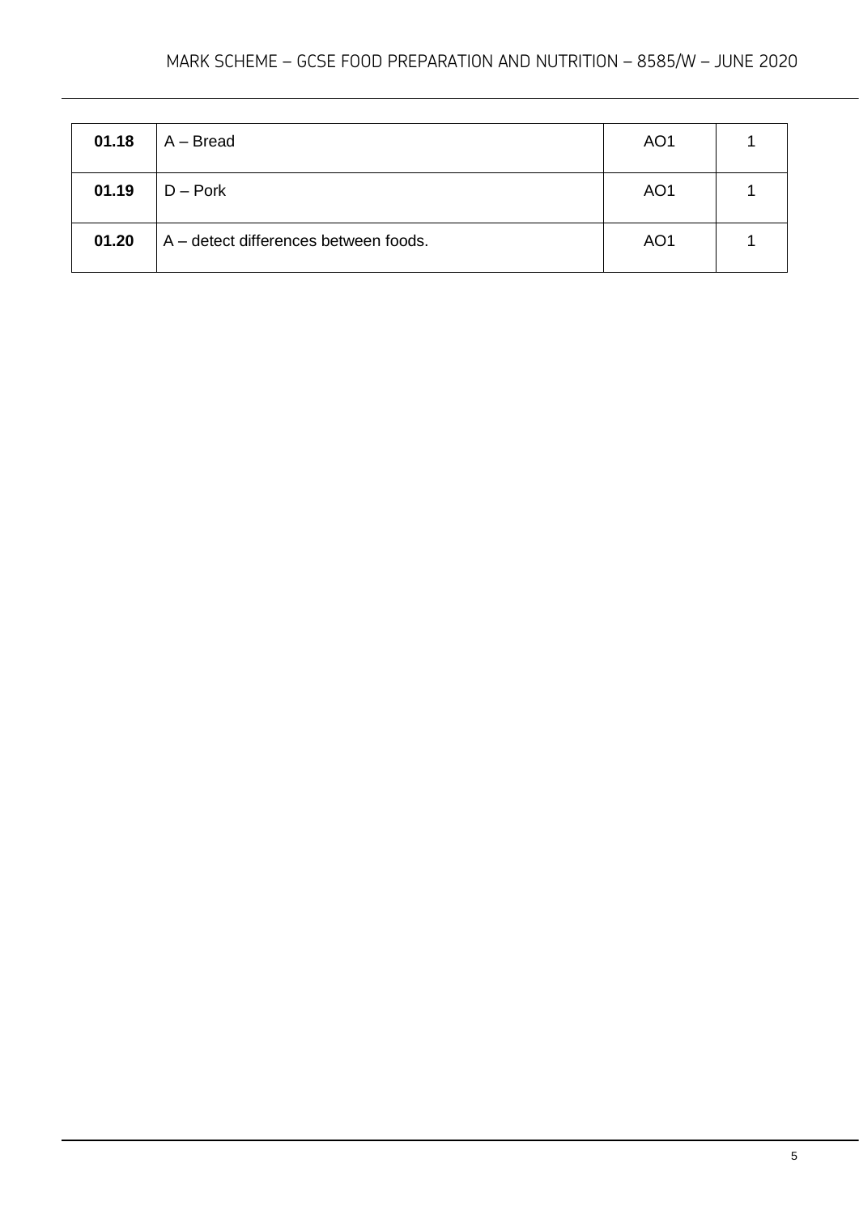| | | | |
|---|---|---|---|
| **01.18** | A – Bread | AO1 | 1 |
| **01.19** | D – Pork | AO1 | 1 |
| **01.20** | A – detect differences between foods. | AO1 | 1 |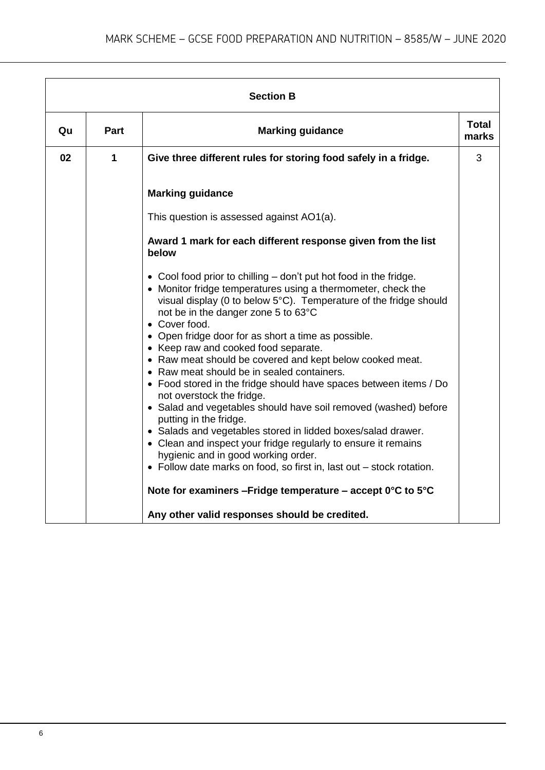| Section B | | | |
|---|---|---|---|
| **Qu** | **Part** | **Marking guidance** | **Total marks** |
| **02** | **1** | **Give three different rules for storing food safely in a fridge.**<br><br>**Marking guidance**<br><br>This question is assessed against AO1(a).<br><br>**Award 1 mark for each different response given from the list below**<br><br>• Cool food prior to chilling – don't put hot food in the fridge.<br>• Monitor fridge temperatures using a thermometer, check the visual display (0 to below 5°C). Temperature of the fridge should not be in the danger zone 5 to 63°C<br>• Cover food.<br>• Open fridge door for as short a time as possible.<br>• Keep raw and cooked food separate.<br>• Raw meat should be covered and kept below cooked meat.<br>• Raw meat should be in sealed containers.<br>• Food stored in the fridge should have spaces between items / Do not overstock the fridge.<br>• Salad and vegetables should have soil removed (washed) before putting in the fridge.<br>• Salads and vegetables stored in lidded boxes/salad drawer.<br>• Clean and inspect your fridge regularly to ensure it remains hygienic and in good working order.<br>• Follow date marks on food, so first in, last out – stock rotation.<br><br>**Note for examiners –Fridge temperature – accept 0°C to 5°C**<br><br>**Any other valid responses should be credited.** | 3 |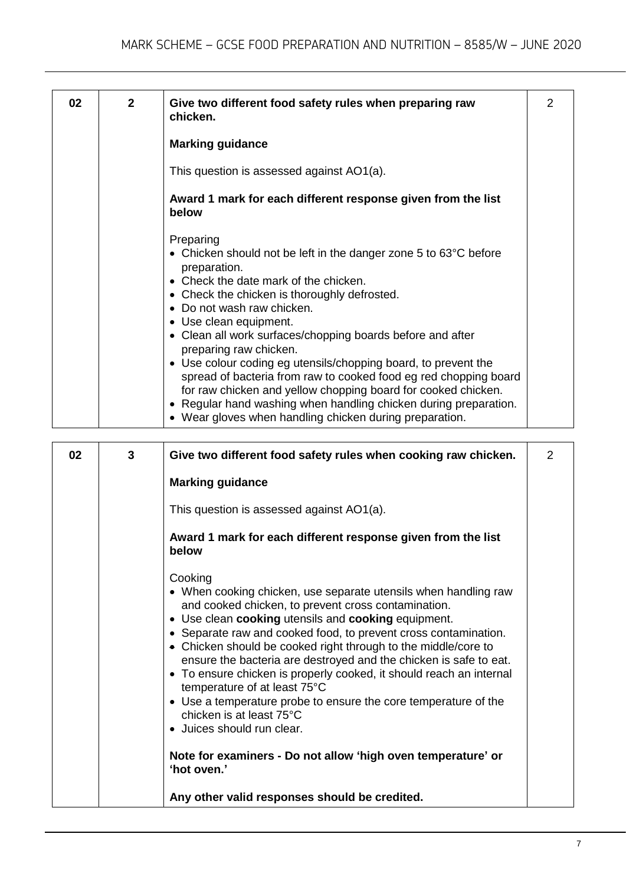| | | | |
|---|---|---|---|
| 02 | 2 | **Give two different food safety rules when preparing raw chicken.**<br><br>**Marking guidance**<br><br>This question is assessed against AO1(a).<br><br>**Award 1 mark for each different response given from the list below**<br><br>Preparing<br>• Chicken should not be left in the danger zone 5 to 63°C before preparation.<br>• Check the date mark of the chicken.<br>• Check the chicken is thoroughly defrosted.<br>• Do not wash raw chicken.<br>• Use clean equipment.<br>• Clean all work surfaces/chopping boards before and after preparing raw chicken.<br>• Use colour coding eg utensils/chopping board, to prevent the spread of bacteria from raw to cooked food eg red chopping board for raw chicken and yellow chopping board for cooked chicken.<br>• Regular hand washing when handling chicken during preparation.<br>• Wear gloves when handling chicken during preparation. | 2 |

| | | | |
|---|---|---|---|
| 02 | 3 | **Give two different food safety rules when cooking raw chicken.**<br><br>**Marking guidance**<br><br>This question is assessed against AO1(a).<br><br>**Award 1 mark for each different response given from the list below**<br><br>Cooking<br>• When cooking chicken, use separate utensils when handling raw and cooked chicken, to prevent cross contamination.<br>• Use clean **cooking** utensils and **cooking** equipment.<br>• Separate raw and cooked food, to prevent cross contamination.<br>• Chicken should be cooked right through to the middle/core to ensure the bacteria are destroyed and the chicken is safe to eat.<br>• To ensure chicken is properly cooked, it should reach an internal temperature of at least 75°C<br>• Use a temperature probe to ensure the core temperature of the chicken is at least 75°C<br>• Juices should run clear.<br><br>**Note for examiners - Do not allow 'high oven temperature' or 'hot oven.'**<br><br>**Any other valid responses should be credited.** | 2 |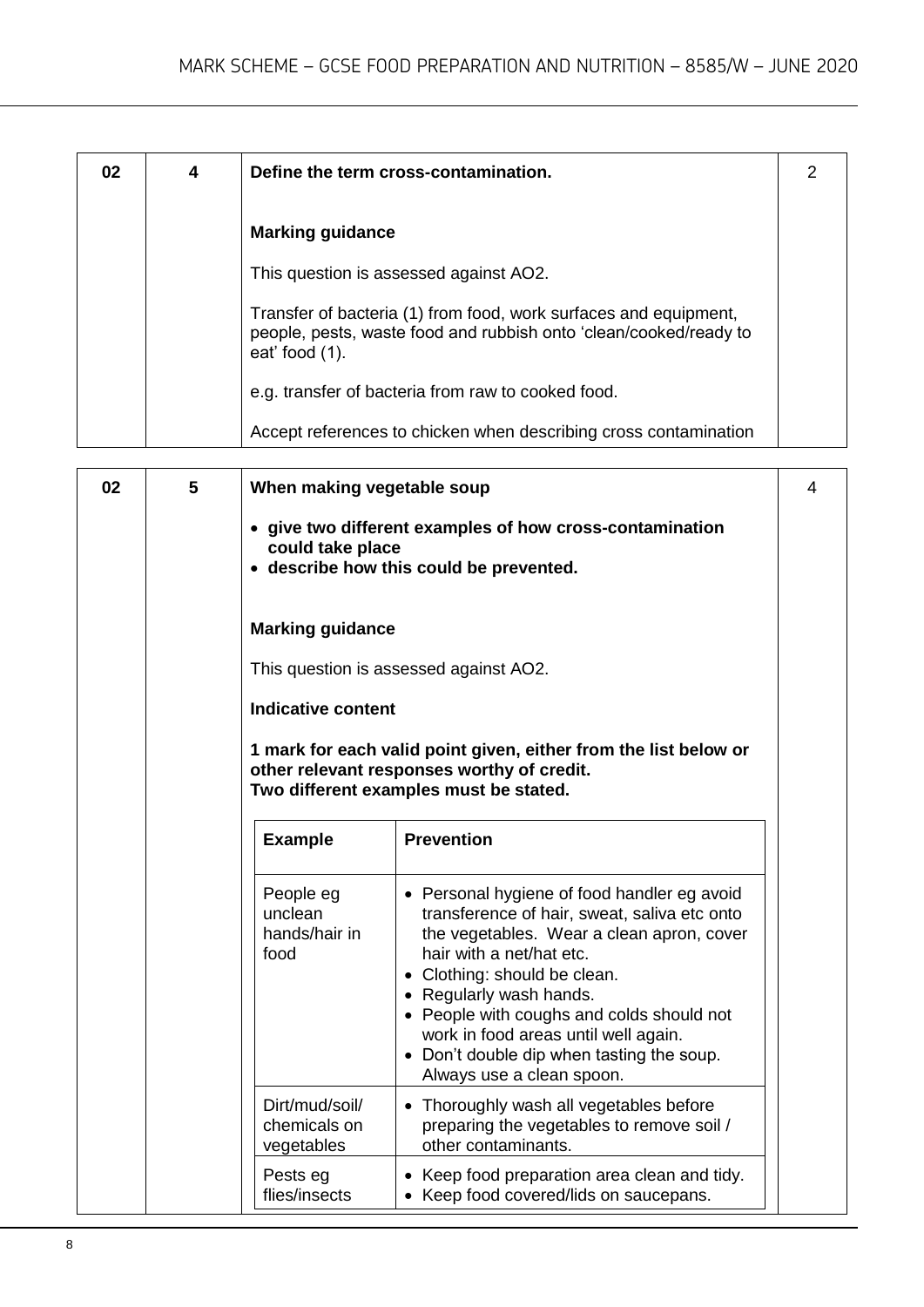| | | | |
|---|---|---|---|
| 02 | 4 | **Define the term cross-contamination.**<br><br>**Marking guidance**<br><br>This question is assessed against AO2.<br><br>Transfer of bacteria (1) from food, work surfaces and equipment, people, pests, waste food and rubbish onto 'clean/cooked/ready to eat' food (1).<br><br>e.g. transfer of bacteria from raw to cooked food.<br><br>Accept references to chicken when describing cross contamination | 2 |

| | | | |
|---|---|---|---|
| 02 | 5 | **When making vegetable soup**<br><br>• **give two different examples of how cross-contamination could take place**<br>• **describe how this could be prevented.**<br><br>**Marking guidance**<br><br>This question is assessed against AO2.<br><br>**Indicative content**<br><br>**1 mark for each valid point given, either from the list below or other relevant responses worthy of credit.**<br>**Two different examples must be stated.** | 4 |

| **Example** | **Prevention** |
|---|---|
| People eg unclean hands/hair in food | • Personal hygiene of food handler eg avoid transference of hair, sweat, saliva etc onto the vegetables. Wear a clean apron, cover hair with a net/hat etc.<br>• Clothing: should be clean.<br>• Regularly wash hands.<br>• People with coughs and colds should not work in food areas until well again.<br>• Don't double dip when tasting the soup. Always use a clean spoon. |
| Dirt/mud/soil/ chemicals on vegetables | • Thoroughly wash all vegetables before preparing the vegetables to remove soil / other contaminants. |
| Pests eg flies/insects | • Keep food preparation area clean and tidy.<br>• Keep food covered/lids on saucepans. |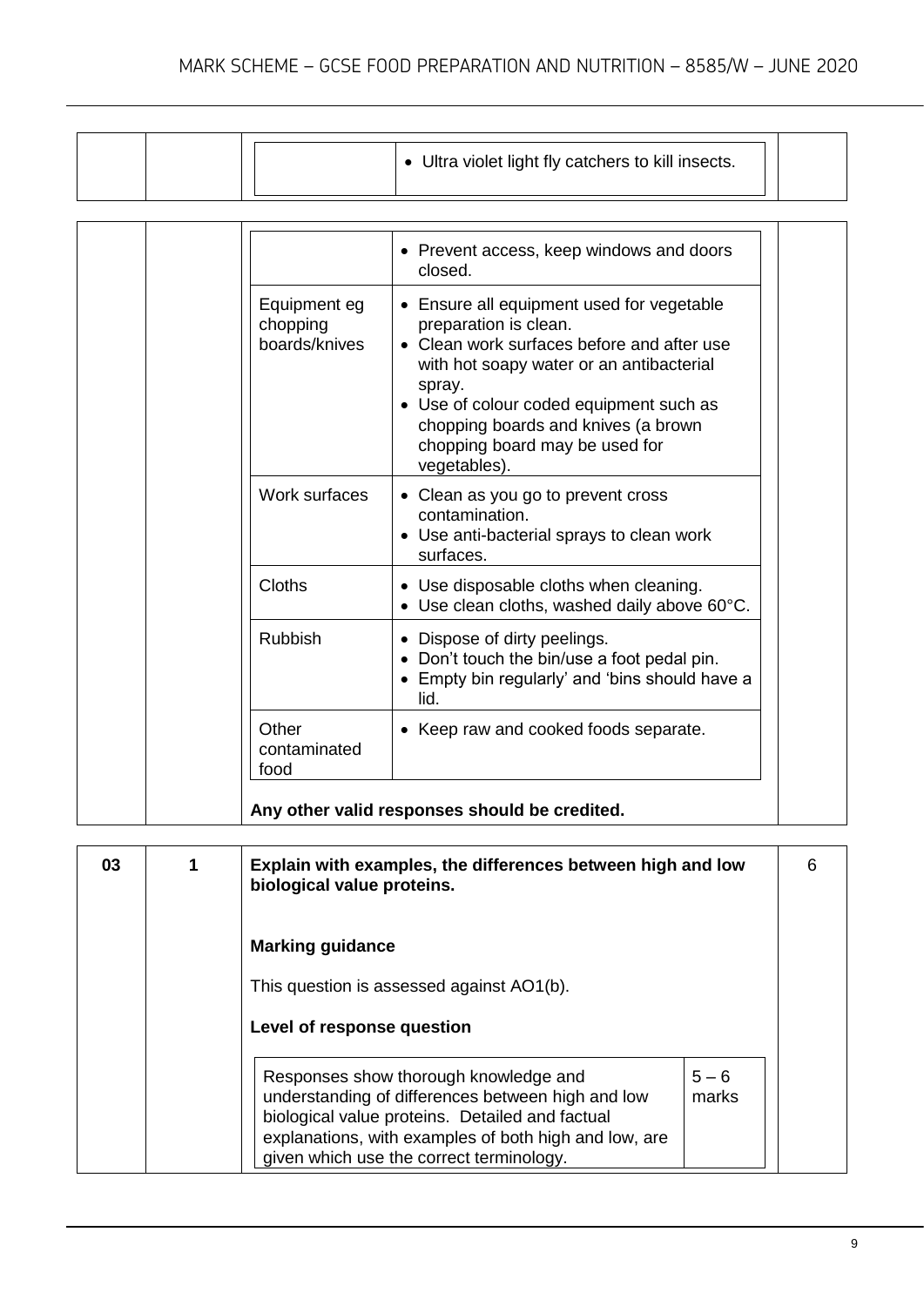| | | | |
|---|---|---|---|
| | | | • Ultra violet light fly catchers to kill insects. |

| | |
|---|---|
| | • Prevent access, keep windows and doors closed. |
| Equipment eg chopping boards/knives | • Ensure all equipment used for vegetable preparation is clean.<br>• Clean work surfaces before and after use with hot soapy water or an antibacterial spray.<br>• Use of colour coded equipment such as chopping boards and knives (a brown chopping board may be used for vegetables). |
| Work surfaces | • Clean as you go to prevent cross contamination.<br>• Use anti-bacterial sprays to clean work surfaces. |
| Cloths | • Use disposable cloths when cleaning.<br>• Use clean cloths, washed daily above 60°C. |
| Rubbish | • Dispose of dirty peelings.<br>• Don't touch the bin/use a foot pedal pin.<br>• Empty bin regularly' and 'bins should have a lid. |
| Other contaminated food | • Keep raw and cooked foods separate. |

**Any other valid responses should be credited.**

| Question | Part | Answer | Marks |
|---|---|---|---|
| 03 | 1 | **Explain with examples, the differences between high and low biological value proteins.** | 6 |

**Marking guidance**

This question is assessed against AO1(b).

**Level of response question**

| | |
|---|---|
| Responses show thorough knowledge and understanding of differences between high and low biological value proteins. Detailed and factual explanations, with examples of both high and low, are given which use the correct terminology. | 5 – 6 marks |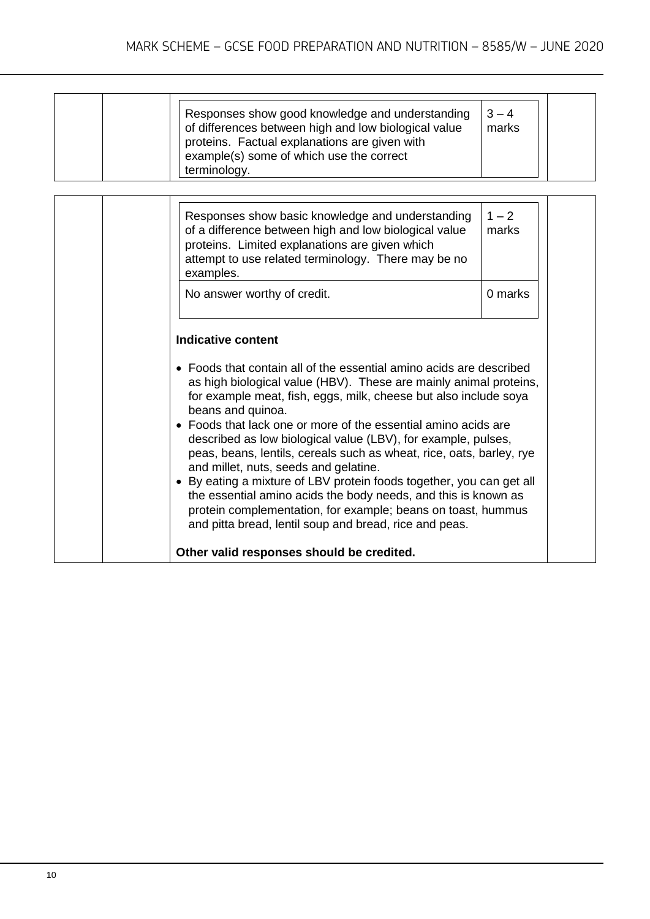| Level descriptor | Marks |
|---|---|
| Responses show good knowledge and understanding of differences between high and low biological value proteins. Factual explanations are given with example(s) some of which use the correct terminology. | 3 – 4 marks |
| Responses show basic knowledge and understanding of a difference between high and low biological value proteins. Limited explanations are given which attempt to use related terminology. There may be no examples. | 1 – 2 marks |
| No answer worthy of credit. | 0 marks |

**Indicative content**

- Foods that contain all of the essential amino acids are described as high biological value (HBV). These are mainly animal proteins, for example meat, fish, eggs, milk, cheese but also include soya beans and quinoa.
- Foods that lack one or more of the essential amino acids are described as low biological value (LBV), for example, pulses, peas, beans, lentils, cereals such as wheat, rice, oats, barley, rye and millet, nuts, seeds and gelatine.
- By eating a mixture of LBV protein foods together, you can get all the essential amino acids the body needs, and this is known as protein complementation, for example; beans on toast, hummus and pitta bread, lentil soup and bread, rice and peas.

**Other valid responses should be credited.**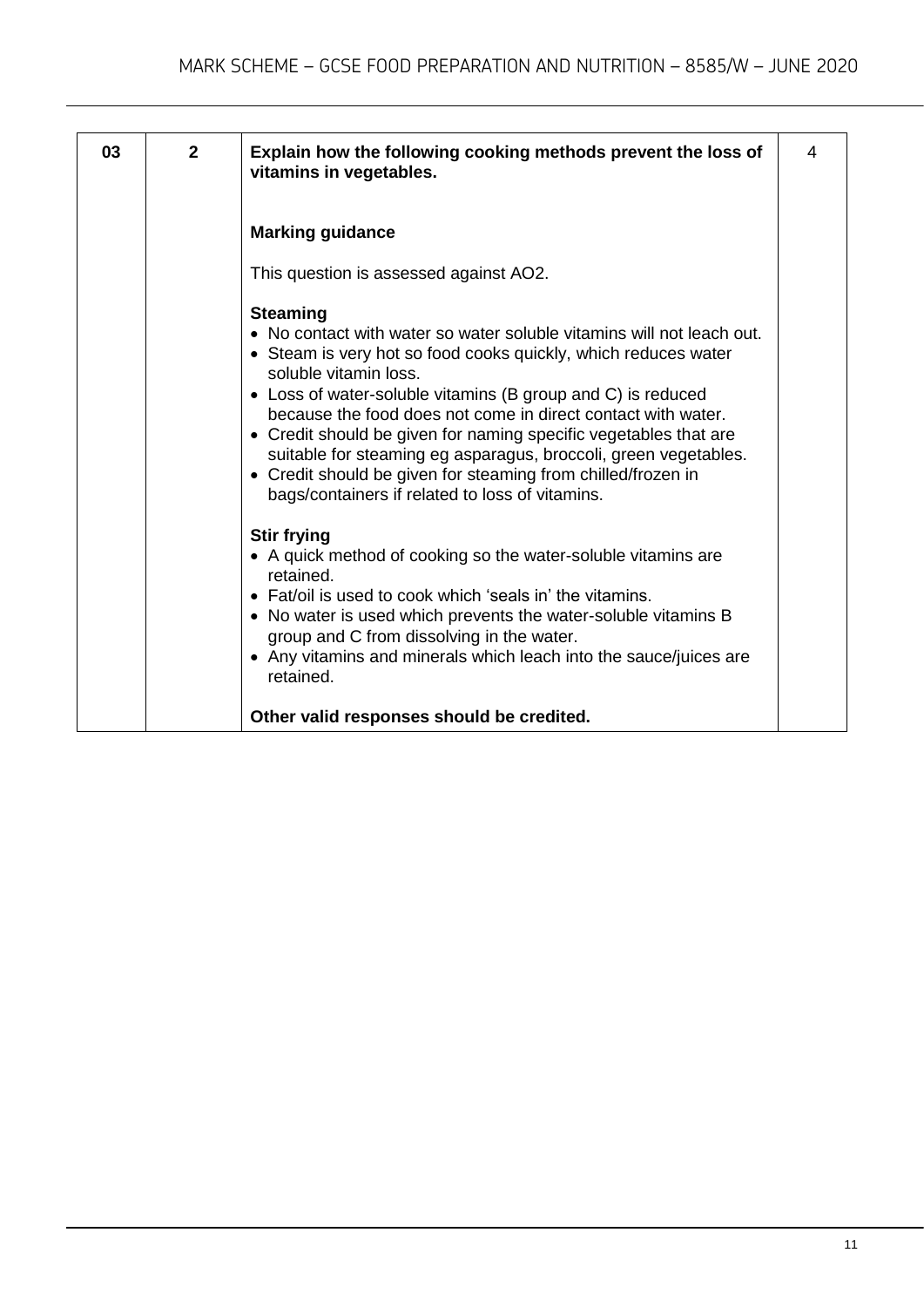| | | | |
|---|---|---|---|
| 03 | 2 | **Explain how the following cooking methods prevent the loss of vitamins in vegetables.**<br><br>**Marking guidance**<br><br>This question is assessed against AO2.<br><br>**Steaming**<br>• No contact with water so water soluble vitamins will not leach out.<br>• Steam is very hot so food cooks quickly, which reduces water soluble vitamin loss.<br>• Loss of water-soluble vitamins (B group and C) is reduced because the food does not come in direct contact with water.<br>• Credit should be given for naming specific vegetables that are suitable for steaming eg asparagus, broccoli, green vegetables.<br>• Credit should be given for steaming from chilled/frozen in bags/containers if related to loss of vitamins.<br><br>**Stir frying**<br>• A quick method of cooking so the water-soluble vitamins are retained.<br>• Fat/oil is used to cook which 'seals in' the vitamins.<br>• No water is used which prevents the water-soluble vitamins B group and C from dissolving in the water.<br>• Any vitamins and minerals which leach into the sauce/juices are retained.<br><br>**Other valid responses should be credited.** | 4 |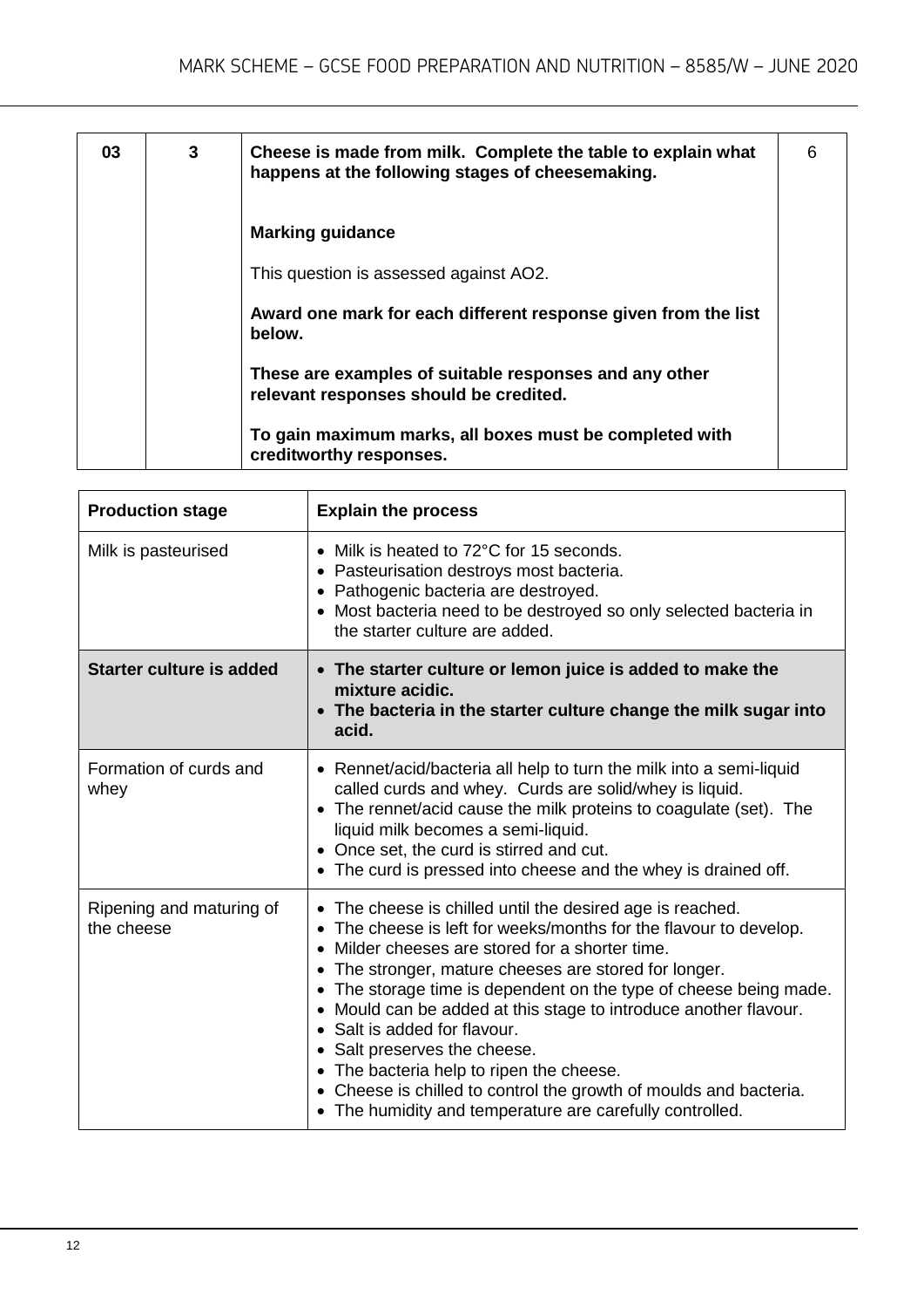| 03 | 3 | Cheese is made from milk. Complete the table to explain what happens at the following stages of cheesemaking.<br><br>**Marking guidance**<br><br>This question is assessed against AO2.<br><br>**Award one mark for each different response given from the list below.**<br><br>**These are examples of suitable responses and any other relevant responses should be credited.**<br><br>**To gain maximum marks, all boxes must be completed with creditworthy responses.** | 6 |
|---|---|---|---|

| Production stage | Explain the process |
|---|---|
| Milk is pasteurised | • Milk is heated to 72°C for 15 seconds.<br>• Pasteurisation destroys most bacteria.<br>• Pathogenic bacteria are destroyed.<br>• Most bacteria need to be destroyed so only selected bacteria in the starter culture are added. |
| **Starter culture is added** | • **The starter culture or lemon juice is added to make the mixture acidic.**<br>• **The bacteria in the starter culture change the milk sugar into acid.** |
| Formation of curds and whey | • Rennet/acid/bacteria all help to turn the milk into a semi-liquid called curds and whey. Curds are solid/whey is liquid.<br>• The rennet/acid cause the milk proteins to coagulate (set). The liquid milk becomes a semi-liquid.<br>• Once set, the curd is stirred and cut.<br>• The curd is pressed into cheese and the whey is drained off. |
| Ripening and maturing of the cheese | • The cheese is chilled until the desired age is reached.<br>• The cheese is left for weeks/months for the flavour to develop.<br>• Milder cheeses are stored for a shorter time.<br>• The stronger, mature cheeses are stored for longer.<br>• The storage time is dependent on the type of cheese being made.<br>• Mould can be added at this stage to introduce another flavour.<br>• Salt is added for flavour.<br>• Salt preserves the cheese.<br>• The bacteria help to ripen the cheese.<br>• Cheese is chilled to control the growth of moulds and bacteria.<br>• The humidity and temperature are carefully controlled. |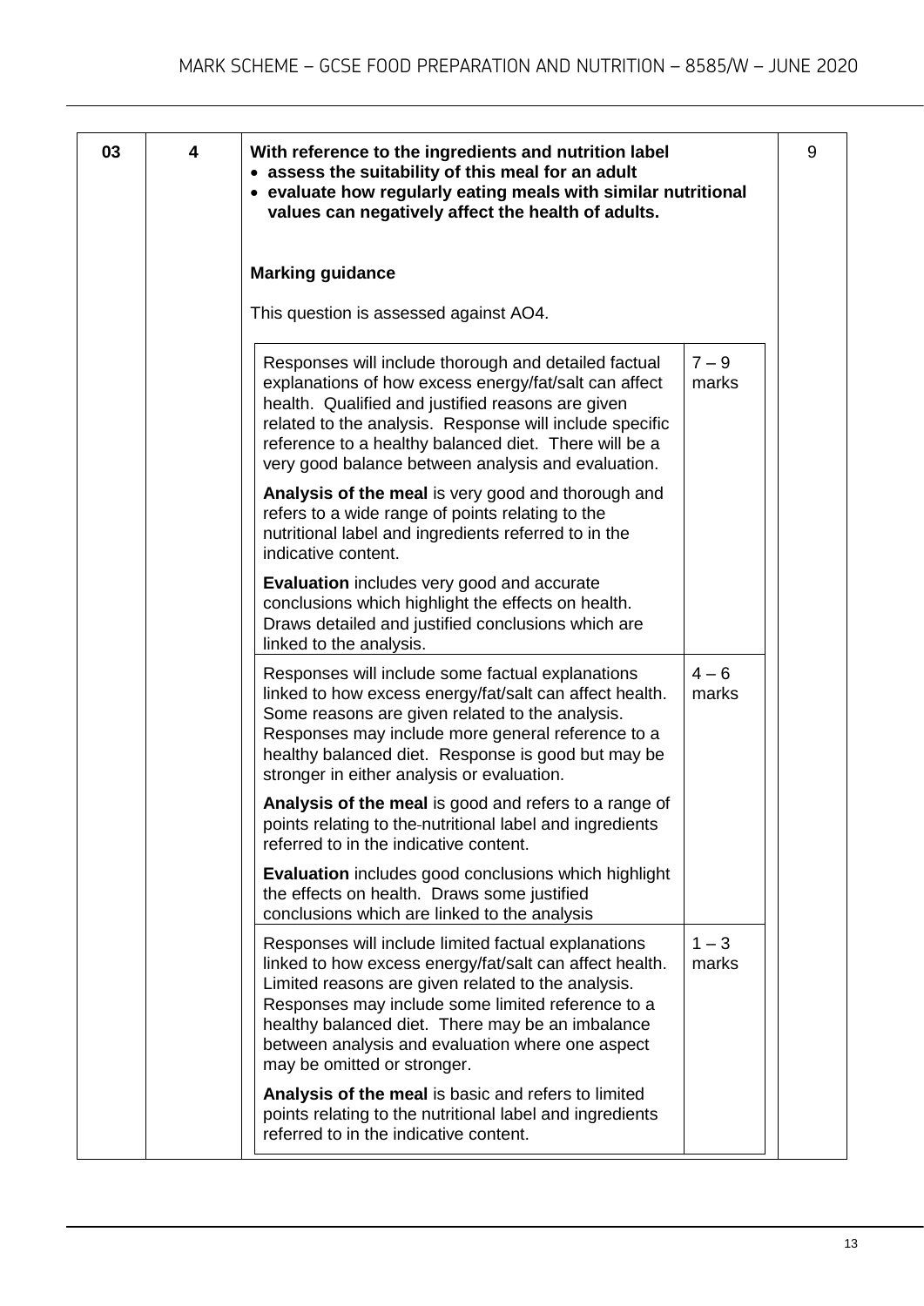| | | | |
|---|---|---|---|
| 03 | 4 | **With reference to the ingredients and nutrition label**<br>• **assess the suitability of this meal for an adult**<br>• **evaluate how regularly eating meals with similar nutritional values can negatively affect the health of adults.**<br><br>**Marking guidance**<br><br>This question is assessed against AO4. | 9 |

| Descriptor | Marks |
|---|---|
| Responses will include thorough and detailed factual explanations of how excess energy/fat/salt can affect health. Qualified and justified reasons are given related to the analysis. Response will include specific reference to a healthy balanced diet. There will be a very good balance between analysis and evaluation.<br><br>**Analysis of the meal** is very good and thorough and refers to a wide range of points relating to the nutritional label and ingredients referred to in the indicative content.<br><br>**Evaluation** includes very good and accurate conclusions which highlight the effects on health. Draws detailed and justified conclusions which are linked to the analysis. | 7 – 9 marks |
| Responses will include some factual explanations linked to how excess energy/fat/salt can affect health. Some reasons are given related to the analysis. Responses may include more general reference to a healthy balanced diet. Response is good but may be stronger in either analysis or evaluation.<br><br>**Analysis of the meal** is good and refers to a range of points relating to the nutritional label and ingredients referred to in the indicative content.<br><br>**Evaluation** includes good conclusions which highlight the effects on health. Draws some justified conclusions which are linked to the analysis | 4 – 6 marks |
| Responses will include limited factual explanations linked to how excess energy/fat/salt can affect health. Limited reasons are given related to the analysis. Responses may include some limited reference to a healthy balanced diet. There may be an imbalance between analysis and evaluation where one aspect may be omitted or stronger.<br><br>**Analysis of the meal** is basic and refers to limited points relating to the nutritional label and ingredients referred to in the indicative content. | 1 – 3 marks |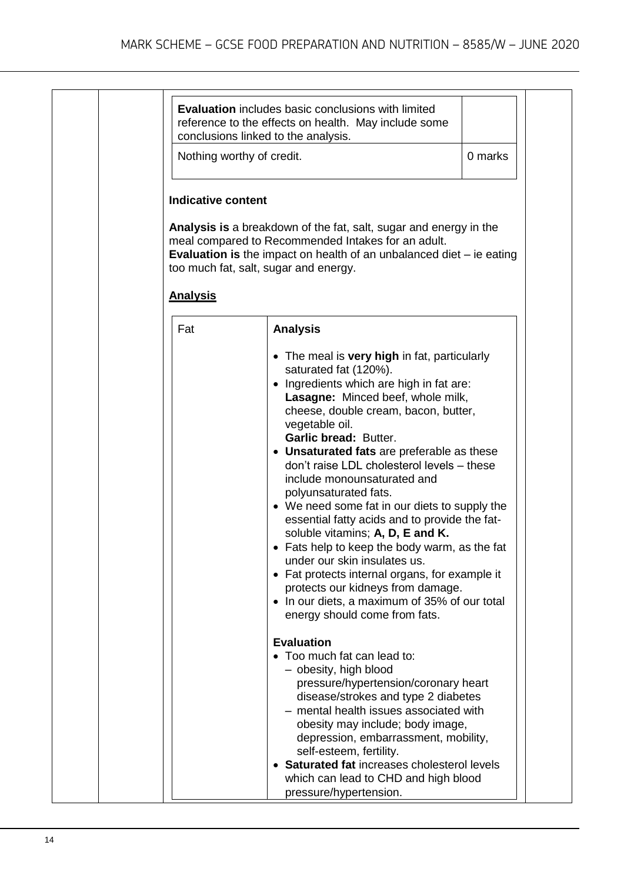| | |
|---|---|
| **Evaluation** includes basic conclusions with limited reference to the effects on health. May include some conclusions linked to the analysis. | |
| Nothing worthy of credit. | 0 marks |

**Indicative content**

**Analysis is** a breakdown of the fat, salt, sugar and energy in the meal compared to Recommended Intakes for an adult.
**Evaluation is** the impact on health of an unbalanced diet – ie eating too much fat, salt, sugar and energy.

**Analysis**

| | |
|---|---|
| Fat | **Analysis**<br><br>• The meal is **very high** in fat, particularly saturated fat (120%).<br>• Ingredients which are high in fat are: **Lasagne:** Minced beef, whole milk, cheese, double cream, bacon, butter, vegetable oil. **Garlic bread:** Butter.<br>• **Unsaturated fats** are preferable as these don't raise LDL cholesterol levels – these include monounsaturated and polyunsaturated fats.<br>• We need some fat in our diets to supply the essential fatty acids and to provide the fat-soluble vitamins; **A, D, E and K.**<br>• Fats help to keep the body warm, as the fat under our skin insulates us.<br>• Fat protects internal organs, for example it protects our kidneys from damage.<br>• In our diets, a maximum of 35% of our total energy should come from fats.<br><br>**Evaluation**<br>• Too much fat can lead to:<br>– obesity, high blood pressure/hypertension/coronary heart disease/strokes and type 2 diabetes<br>– mental health issues associated with obesity may include; body image, depression, embarrassment, mobility, self-esteem, fertility.<br>• **Saturated fat** increases cholesterol levels which can lead to CHD and high blood pressure/hypertension. |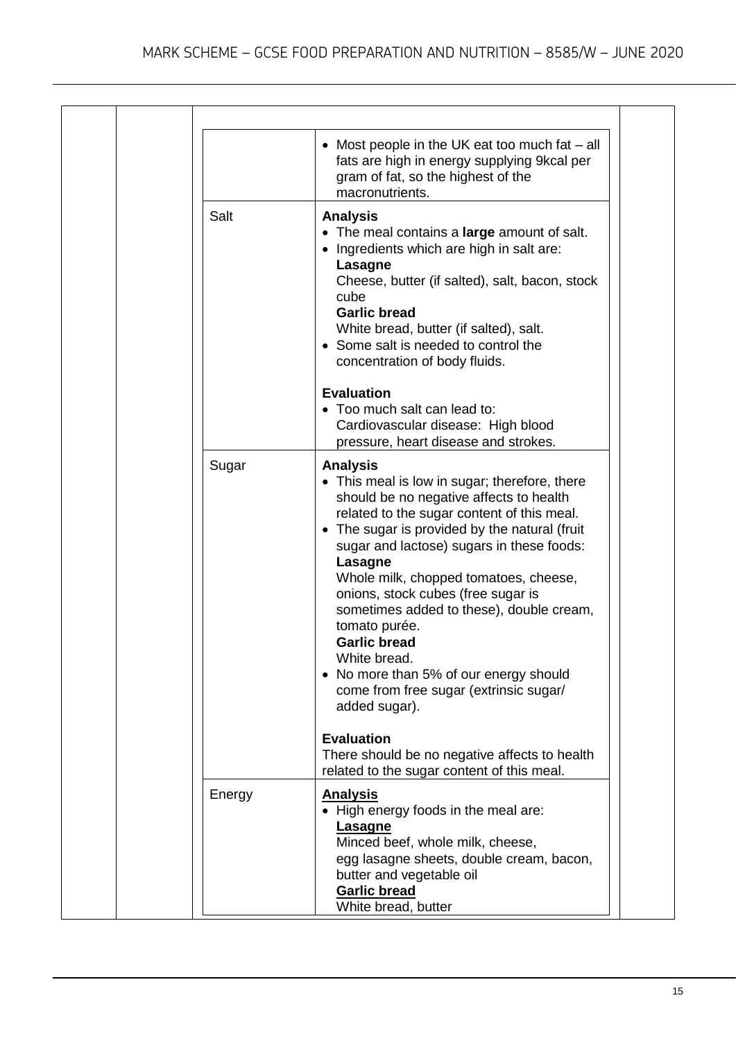| | |
|---|---|
| | • Most people in the UK eat too much fat – all fats are high in energy supplying 9kcal per gram of fat, so the highest of the macronutrients. |
| Salt | **Analysis**<br>• The meal contains a **large** amount of salt.<br>• Ingredients which are high in salt are:<br>**Lasagne**<br>Cheese, butter (if salted), salt, bacon, stock cube<br>**Garlic bread**<br>White bread, butter (if salted), salt.<br>• Some salt is needed to control the concentration of body fluids.<br><br>**Evaluation**<br>• Too much salt can lead to:<br>Cardiovascular disease: High blood pressure, heart disease and strokes. |
| Sugar | **Analysis**<br>• This meal is low in sugar; therefore, there should be no negative affects to health related to the sugar content of this meal.<br>• The sugar is provided by the natural (fruit sugar and lactose) sugars in these foods:<br>**Lasagne**<br>Whole milk, chopped tomatoes, cheese, onions, stock cubes (free sugar is sometimes added to these), double cream, tomato purée.<br>**Garlic bread**<br>White bread.<br>• No more than 5% of our energy should come from free sugar (extrinsic sugar/ added sugar).<br><br>**Evaluation**<br>There should be no negative affects to health related to the sugar content of this meal. |
| Energy | **Analysis**<br>• High energy foods in the meal are:<br>**Lasagne**<br>Minced beef, whole milk, cheese, egg lasagne sheets, double cream, bacon, butter and vegetable oil<br>**Garlic bread**<br>White bread, butter |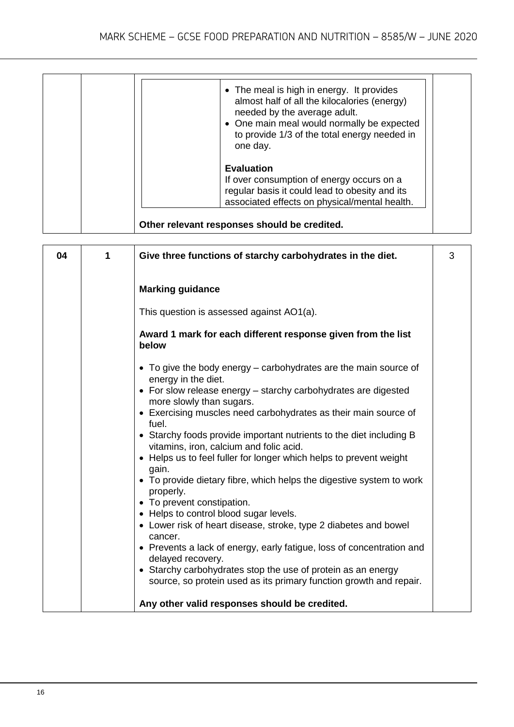|  |  | • The meal is high in energy. It provides almost half of all the kilocalories (energy) needed by the average adult.<br>• One main meal would normally be expected to provide 1/3 of the total energy needed in one day.<br><br>**Evaluation**<br>If over consumption of energy occurs on a regular basis it could lead to obesity and its associated effects on physical/mental health.<br><br>**Other relevant responses should be credited.** |  |
|---|---|---|---|

| 04 | 1 | **Give three functions of starchy carbohydrates in the diet.** | 3 |
|---|---|---|---|
|  |  | **Marking guidance**<br><br>This question is assessed against AO1(a).<br><br>**Award 1 mark for each different response given from the list below**<br><br>• To give the body energy – carbohydrates are the main source of energy in the diet.<br>• For slow release energy – starchy carbohydrates are digested more slowly than sugars.<br>• Exercising muscles need carbohydrates as their main source of fuel.<br>• Starchy foods provide important nutrients to the diet including B vitamins, iron, calcium and folic acid.<br>• Helps us to feel fuller for longer which helps to prevent weight gain.<br>• To provide dietary fibre, which helps the digestive system to work properly.<br>• To prevent constipation.<br>• Helps to control blood sugar levels.<br>• Lower risk of heart disease, stroke, type 2 diabetes and bowel cancer.<br>• Prevents a lack of energy, early fatigue, loss of concentration and delayed recovery.<br>• Starchy carbohydrates stop the use of protein as an energy source, so protein used as its primary function growth and repair.<br><br>**Any other valid responses should be credited.** |  |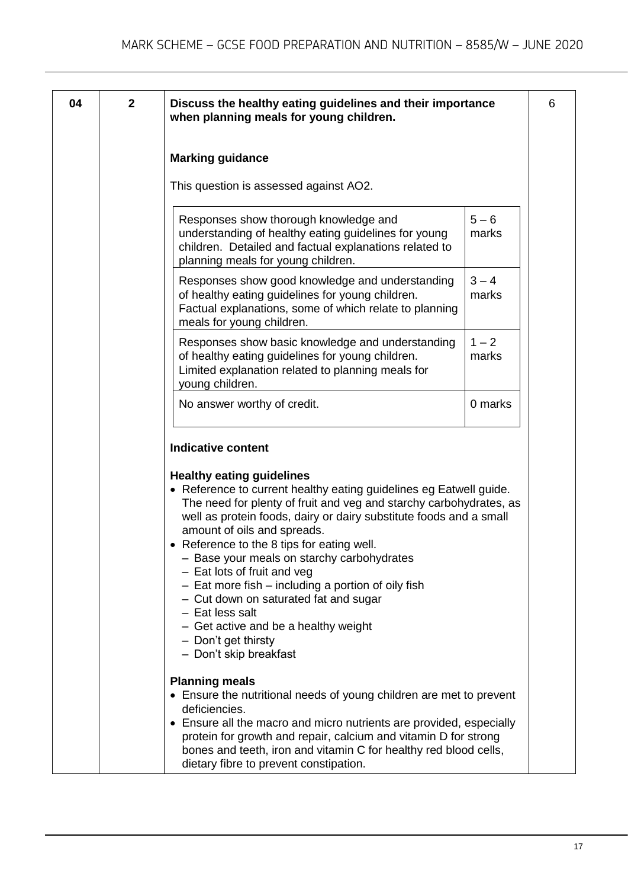| 04 | 2 | **Discuss the healthy eating guidelines and their importance when planning meals for young children.** | 6 |
|---|---|---|---|

**Marking guidance**

This question is assessed against AO2.

| Descriptor | Marks |
|---|---|
| Responses show thorough knowledge and understanding of healthy eating guidelines for young children. Detailed and factual explanations related to planning meals for young children. | 5 – 6 marks |
| Responses show good knowledge and understanding of healthy eating guidelines for young children. Factual explanations, some of which relate to planning meals for young children. | 3 – 4 marks |
| Responses show basic knowledge and understanding of healthy eating guidelines for young children. Limited explanation related to planning meals for young children. | 1 – 2 marks |
| No answer worthy of credit. | 0 marks |

**Indicative content**

**Healthy eating guidelines**

- Reference to current healthy eating guidelines eg Eatwell guide. The need for plenty of fruit and veg and starchy carbohydrates, as well as protein foods, dairy or dairy substitute foods and a small amount of oils and spreads.
- Reference to the 8 tips for eating well.
  - Base your meals on starchy carbohydrates
  - Eat lots of fruit and veg
  - Eat more fish – including a portion of oily fish
  - Cut down on saturated fat and sugar
  - Eat less salt
  - Get active and be a healthy weight
  - Don't get thirsty
  - Don't skip breakfast

**Planning meals**

- Ensure the nutritional needs of young children are met to prevent deficiencies.
- Ensure all the macro and micro nutrients are provided, especially protein for growth and repair, calcium and vitamin D for strong bones and teeth, iron and vitamin C for healthy red blood cells, dietary fibre to prevent constipation.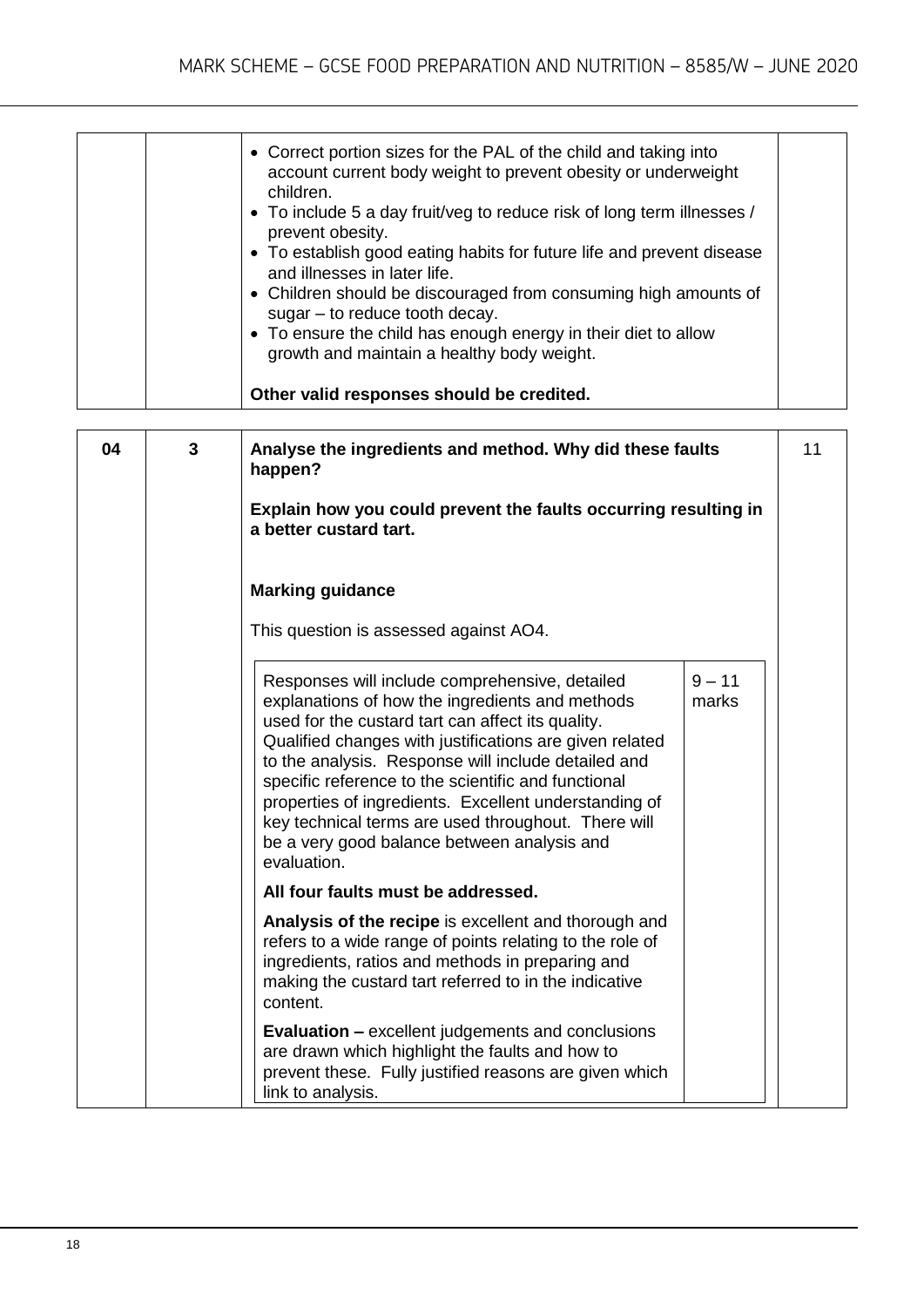| | | | |
|---|---|---|---|
| | | • Correct portion sizes for the PAL of the child and taking into account current body weight to prevent obesity or underweight children.<br>• To include 5 a day fruit/veg to reduce risk of long term illnesses / prevent obesity.<br>• To establish good eating habits for future life and prevent disease and illnesses in later life.<br>• Children should be discouraged from consuming high amounts of sugar – to reduce tooth decay.<br>• To ensure the child has enough energy in their diet to allow growth and maintain a healthy body weight.<br><br>**Other valid responses should be credited.** | |

| | | | |
|---|---|---|---|
| 04 | 3 | **Analyse the ingredients and method. Why did these faults happen?**<br><br>**Explain how you could prevent the faults occurring resulting in a better custard tart.**<br><br>**Marking guidance**<br><br>This question is assessed against AO4. | 11 |

| | |
|---|---|
| Responses will include comprehensive, detailed explanations of how the ingredients and methods used for the custard tart can affect its quality. Qualified changes with justifications are given related to the analysis. Response will include detailed and specific reference to the scientific and functional properties of ingredients. Excellent understanding of key technical terms are used throughout. There will be a very good balance between analysis and evaluation.<br><br>**All four faults must be addressed.**<br><br>**Analysis of the recipe** is excellent and thorough and refers to a wide range of points relating to the role of ingredients, ratios and methods in preparing and making the custard tart referred to in the indicative content.<br><br>**Evaluation –** excellent judgements and conclusions are drawn which highlight the faults and how to prevent these. Fully justified reasons are given which link to analysis. | 9 – 11 marks |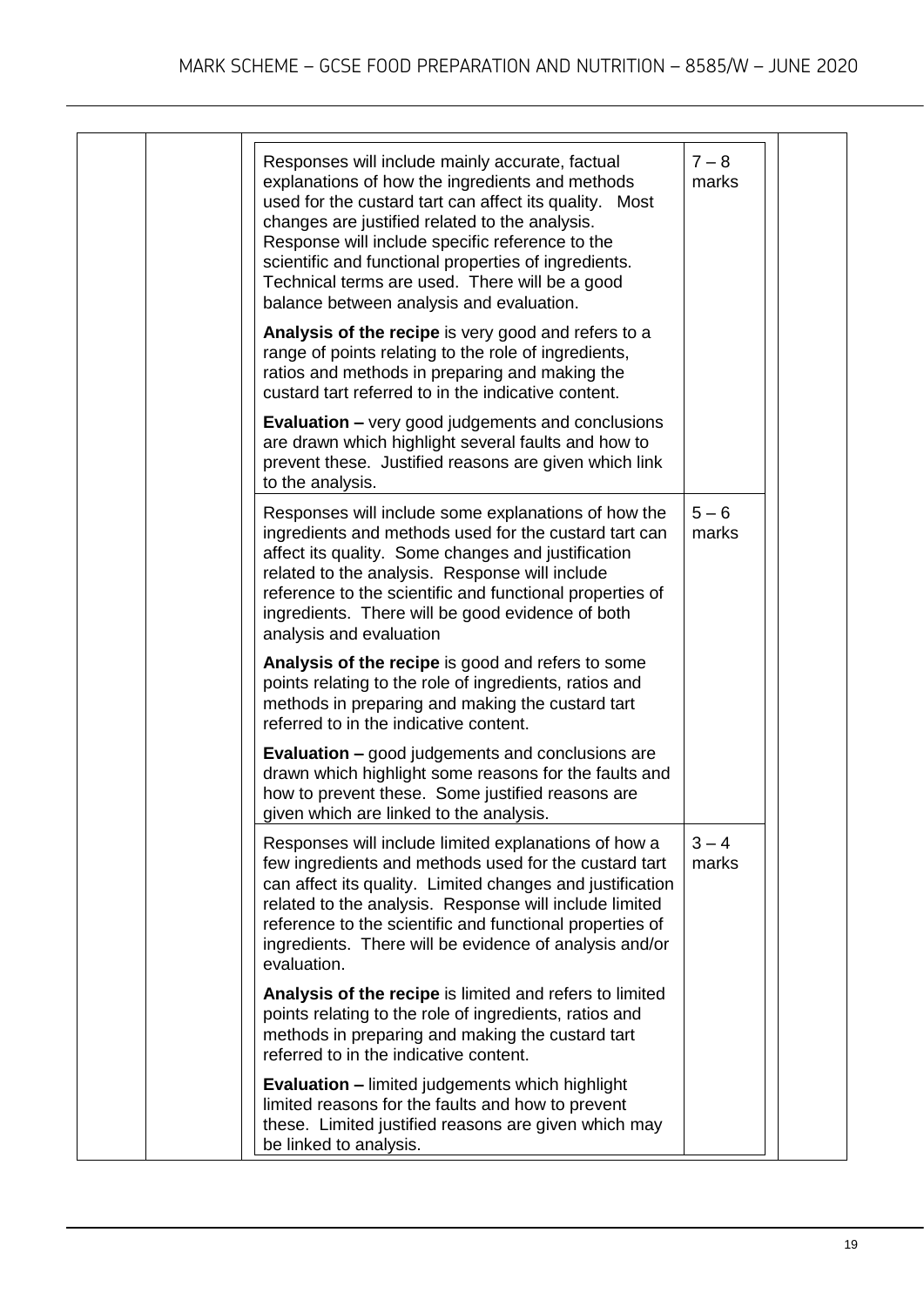| | | | | |
|---|---|---|---|---|
| | | Responses will include mainly accurate, factual explanations of how the ingredients and methods used for the custard tart can affect its quality. Most changes are justified related to the analysis. Response will include specific reference to the scientific and functional properties of ingredients. Technical terms are used. There will be a good balance between analysis and evaluation.<br><br>**Analysis of the recipe** is very good and refers to a range of points relating to the role of ingredients, ratios and methods in preparing and making the custard tart referred to in the indicative content.<br><br>**Evaluation –** very good judgements and conclusions are drawn which highlight several faults and how to prevent these. Justified reasons are given which link to the analysis. | 7 – 8 marks | |
| | | Responses will include some explanations of how the ingredients and methods used for the custard tart can affect its quality. Some changes and justification related to the analysis. Response will include reference to the scientific and functional properties of ingredients. There will be good evidence of both analysis and evaluation<br><br>**Analysis of the recipe** is good and refers to some points relating to the role of ingredients, ratios and methods in preparing and making the custard tart referred to in the indicative content.<br><br>**Evaluation –** good judgements and conclusions are drawn which highlight some reasons for the faults and how to prevent these. Some justified reasons are given which are linked to the analysis. | 5 – 6 marks | |
| | | Responses will include limited explanations of how a few ingredients and methods used for the custard tart can affect its quality. Limited changes and justification related to the analysis. Response will include limited reference to the scientific and functional properties of ingredients. There will be evidence of analysis and/or evaluation.<br><br>**Analysis of the recipe** is limited and refers to limited points relating to the role of ingredients, ratios and methods in preparing and making the custard tart referred to in the indicative content.<br><br>**Evaluation –** limited judgements which highlight limited reasons for the faults and how to prevent these. Limited justified reasons are given which may be linked to analysis. | 3 – 4 marks | |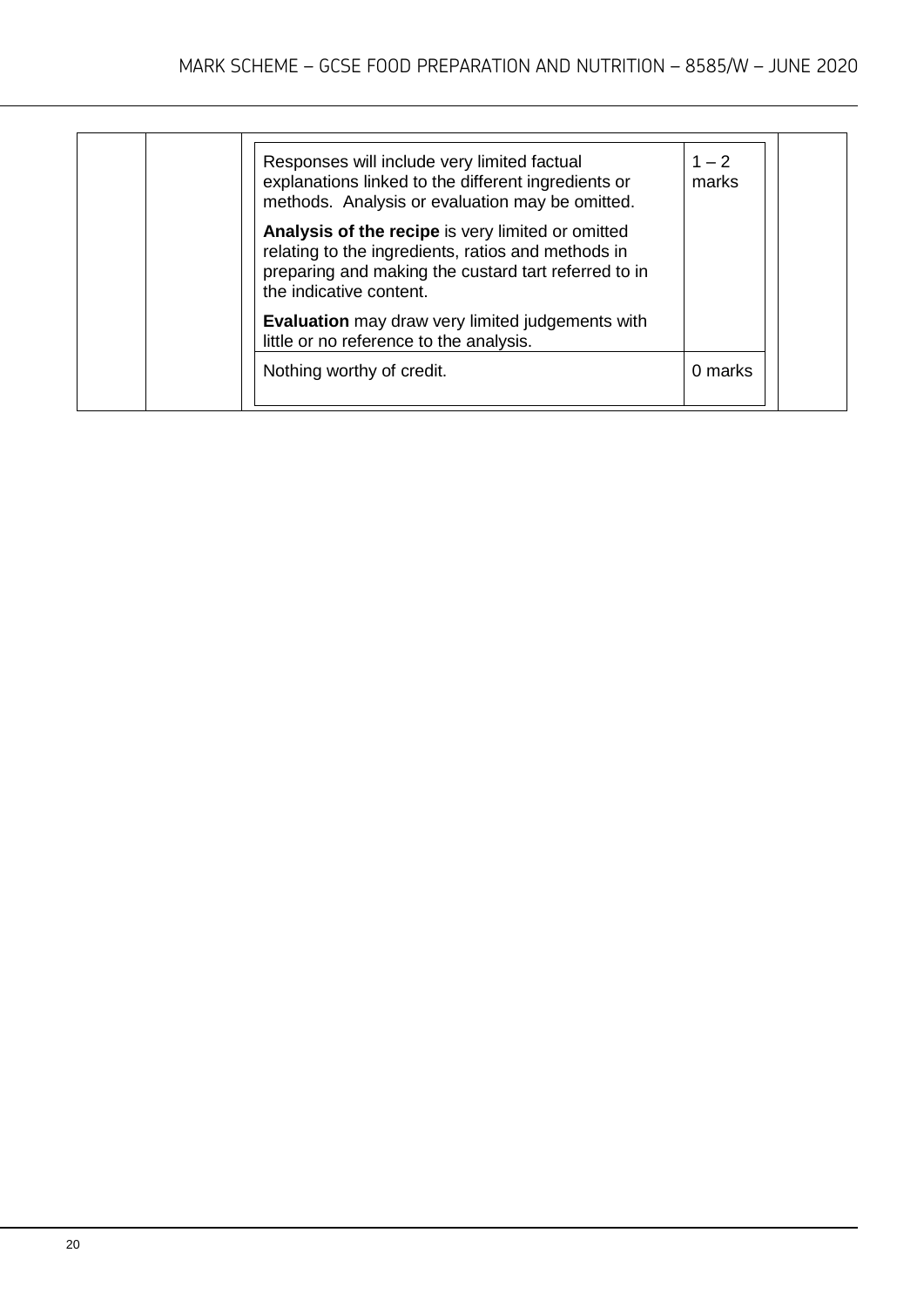| | | | | |
|---|---|---|---|---|
| | | Responses will include very limited factual explanations linked to the different ingredients or methods. Analysis or evaluation may be omitted.<br><br>**Analysis of the recipe** is very limited or omitted relating to the ingredients, ratios and methods in preparing and making the custard tart referred to in the indicative content.<br><br>**Evaluation** may draw very limited judgements with little or no reference to the analysis. | 1 – 2 marks | |
| | | Nothing worthy of credit. | 0 marks | |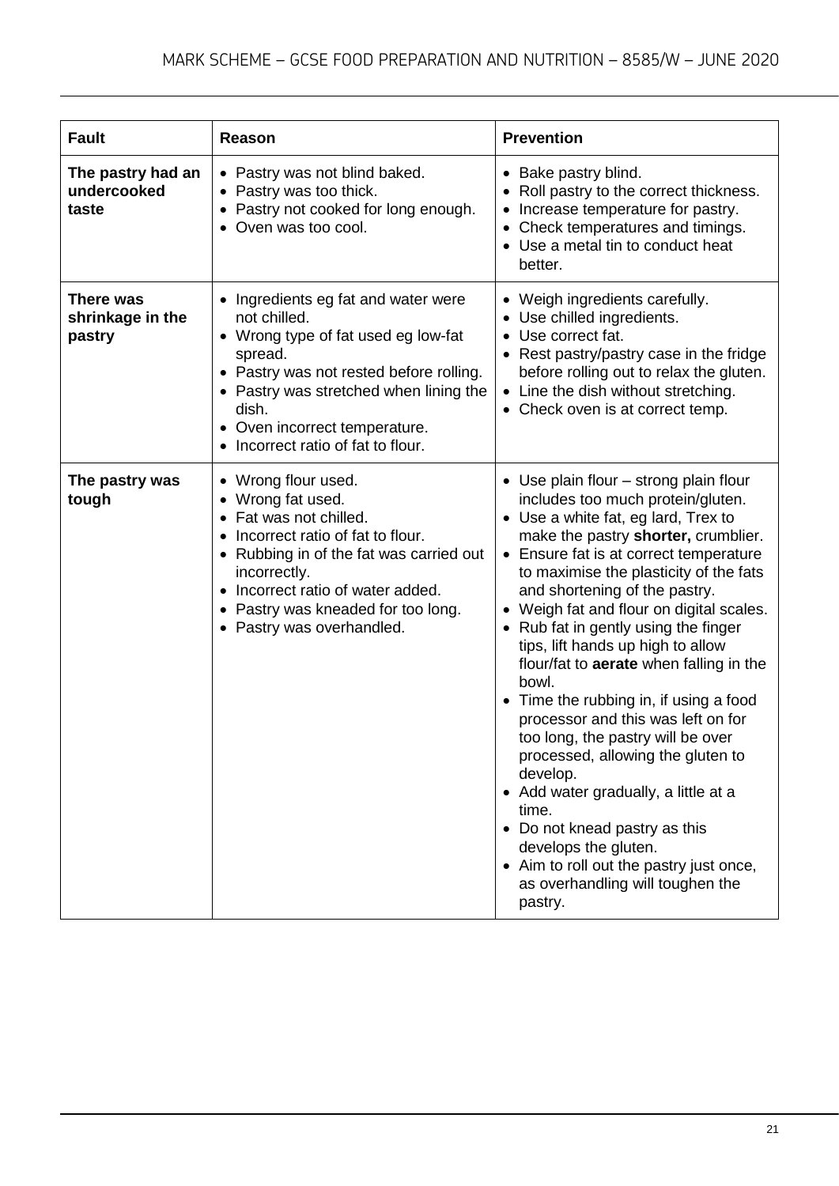| Fault | Reason | Prevention |
|---|---|---|
| **The pastry had an undercooked taste** | • Pastry was not blind baked.<br>• Pastry was too thick.<br>• Pastry not cooked for long enough.<br>• Oven was too cool. | • Bake pastry blind.<br>• Roll pastry to the correct thickness.<br>• Increase temperature for pastry.<br>• Check temperatures and timings.<br>• Use a metal tin to conduct heat better. |
| **There was shrinkage in the pastry** | • Ingredients eg fat and water were not chilled.<br>• Wrong type of fat used eg low-fat spread.<br>• Pastry was not rested before rolling.<br>• Pastry was stretched when lining the dish.<br>• Oven incorrect temperature.<br>• Incorrect ratio of fat to flour. | • Weigh ingredients carefully.<br>• Use chilled ingredients.<br>• Use correct fat.<br>• Rest pastry/pastry case in the fridge before rolling out to relax the gluten.<br>• Line the dish without stretching.<br>• Check oven is at correct temp. |
| **The pastry was tough** | • Wrong flour used.<br>• Wrong fat used.<br>• Fat was not chilled.<br>• Incorrect ratio of fat to flour.<br>• Rubbing in of the fat was carried out incorrectly.<br>• Incorrect ratio of water added.<br>• Pastry was kneaded for too long.<br>• Pastry was overhandled. | • Use plain flour – strong plain flour includes too much protein/gluten.<br>• Use a white fat, eg lard, Trex to make the pastry **shorter,** crumblier.<br>• Ensure fat is at correct temperature to maximise the plasticity of the fats and shortening of the pastry.<br>• Weigh fat and flour on digital scales.<br>• Rub fat in gently using the finger tips, lift hands up high to allow flour/fat to **aerate** when falling in the bowl.<br>• Time the rubbing in, if using a food processor and this was left on for too long, the pastry will be over processed, allowing the gluten to develop.<br>• Add water gradually, a little at a time.<br>• Do not knead pastry as this develops the gluten.<br>• Aim to roll out the pastry just once, as overhandling will toughen the pastry. |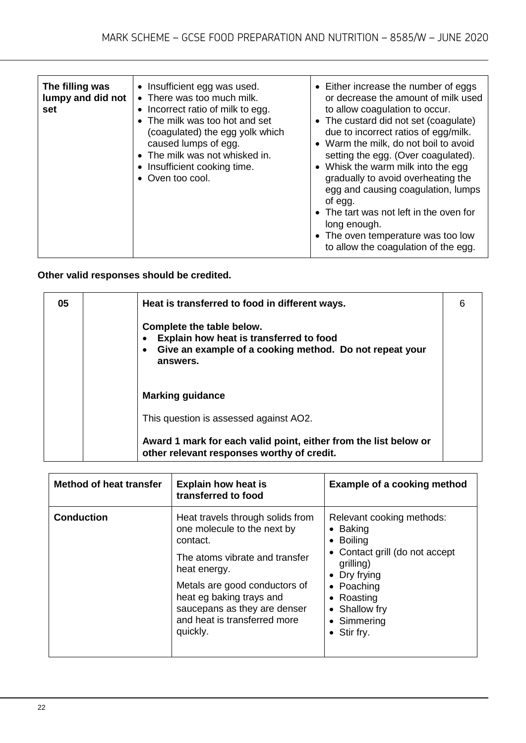| The filling was lumpy and did not set | • Insufficient egg was used.<br>• There was too much milk.<br>• Incorrect ratio of milk to egg.<br>• The milk was too hot and set (coagulated) the egg yolk which caused lumps of egg.<br>• The milk was not whisked in.<br>• Insufficient cooking time.<br>• Oven too cool. | • Either increase the number of eggs or decrease the amount of milk used to allow coagulation to occur.<br>• The custard did not set (coagulate) due to incorrect ratios of egg/milk.<br>• Warm the milk, do not boil to avoid setting the egg. (Over coagulated).<br>• Whisk the warm milk into the egg gradually to avoid overheating the egg and causing coagulation, lumps of egg.<br>• The tart was not left in the oven for long enough.<br>• The oven temperature was too low to allow the coagulation of the egg. |
|---|---|---|

**Other valid responses should be credited.**

| 05 | | **Heat is transferred to food in different ways.**<br><br>**Complete the table below.**<br>• **Explain how heat is transferred to food**<br>• **Give an example of a cooking method. Do not repeat your answers.**<br><br>**Marking guidance**<br><br>This question is assessed against AO2.<br><br>**Award 1 mark for each valid point, either from the list below or other relevant responses worthy of credit.** | 6 |
|---|---|---|---|

| Method of heat transfer | Explain how heat is transferred to food | Example of a cooking method |
|---|---|---|
| **Conduction** | Heat travels through solids from one molecule to the next by contact.<br><br>The atoms vibrate and transfer heat energy.<br><br>Metals are good conductors of heat eg baking trays and saucepans as they are denser and heat is transferred more quickly. | Relevant cooking methods:<br>• Baking<br>• Boiling<br>• Contact grill (do not accept grilling)<br>• Dry frying<br>• Poaching<br>• Roasting<br>• Shallow fry<br>• Simmering<br>• Stir fry. |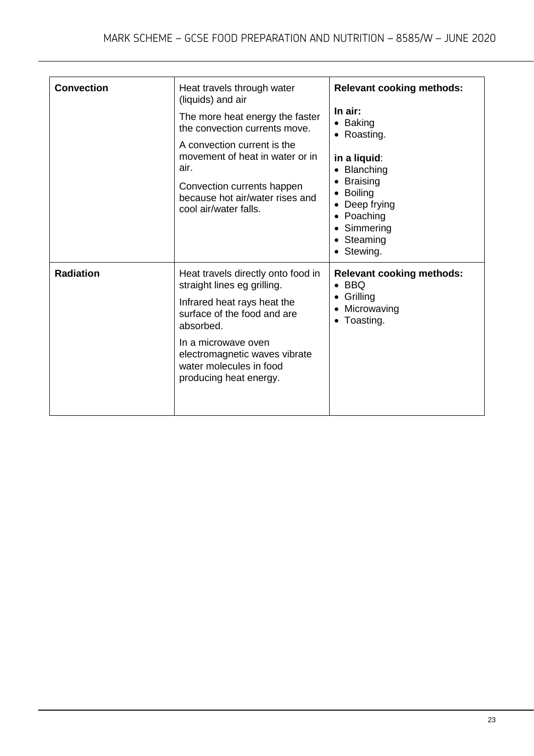| | | |
|---|---|---|
| **Convection** | Heat travels through water (liquids) and air<br><br>The more heat energy the faster the convection currents move.<br><br>A convection current is the movement of heat in water or in air.<br><br>Convection currents happen because hot air/water rises and cool air/water falls. | **Relevant cooking methods:**<br><br>**In air:**<br>• Baking<br>• Roasting.<br><br>**in a liquid**:<br>• Blanching<br>• Braising<br>• Boiling<br>• Deep frying<br>• Poaching<br>• Simmering<br>• Steaming<br>• Stewing. |
| **Radiation** | Heat travels directly onto food in straight lines eg grilling.<br><br>Infrared heat rays heat the surface of the food and are absorbed.<br><br>In a microwave oven electromagnetic waves vibrate water molecules in food producing heat energy. | **Relevant cooking methods:**<br>• BBQ<br>• Grilling<br>• Microwaving<br>• Toasting. |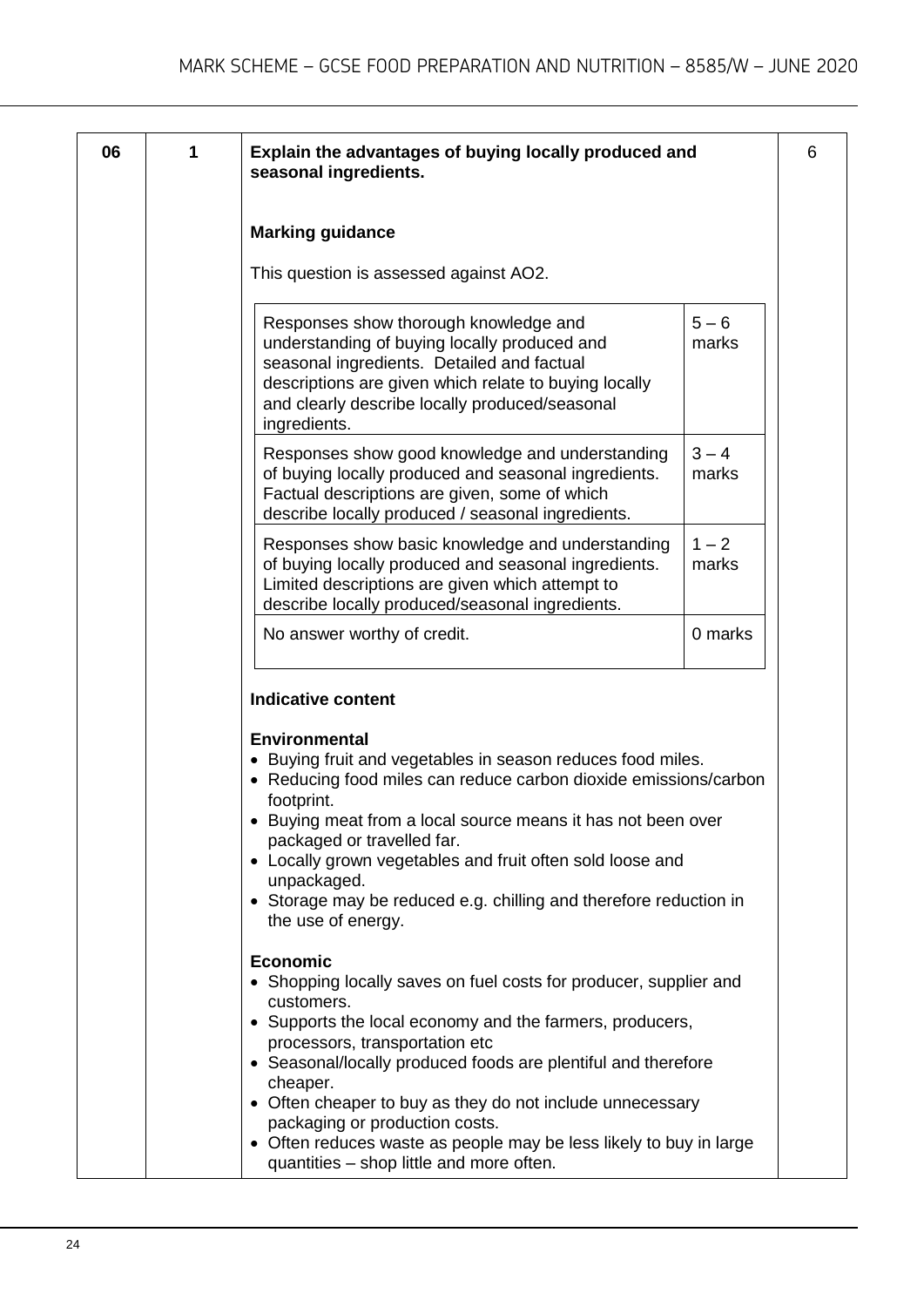| 06 | 1 | **Explain the advantages of buying locally produced and seasonal ingredients.** | 6 |
|---|---|---|---|

**Marking guidance**

This question is assessed against AO2.

| Descriptor | Marks |
|---|---|
| Responses show thorough knowledge and understanding of buying locally produced and seasonal ingredients. Detailed and factual descriptions are given which relate to buying locally and clearly describe locally produced/seasonal ingredients. | 5 – 6 marks |
| Responses show good knowledge and understanding of buying locally produced and seasonal ingredients. Factual descriptions are given, some of which describe locally produced / seasonal ingredients. | 3 – 4 marks |
| Responses show basic knowledge and understanding of buying locally produced and seasonal ingredients. Limited descriptions are given which attempt to describe locally produced/seasonal ingredients. | 1 – 2 marks |
| No answer worthy of credit. | 0 marks |

**Indicative content**

**Environmental**

- Buying fruit and vegetables in season reduces food miles.
- Reducing food miles can reduce carbon dioxide emissions/carbon footprint.
- Buying meat from a local source means it has not been over packaged or travelled far.
- Locally grown vegetables and fruit often sold loose and unpackaged.
- Storage may be reduced e.g. chilling and therefore reduction in the use of energy.

**Economic**

- Shopping locally saves on fuel costs for producer, supplier and customers.
- Supports the local economy and the farmers, producers, processors, transportation etc
- Seasonal/locally produced foods are plentiful and therefore cheaper.
- Often cheaper to buy as they do not include unnecessary packaging or production costs.
- Often reduces waste as people may be less likely to buy in large quantities – shop little and more often.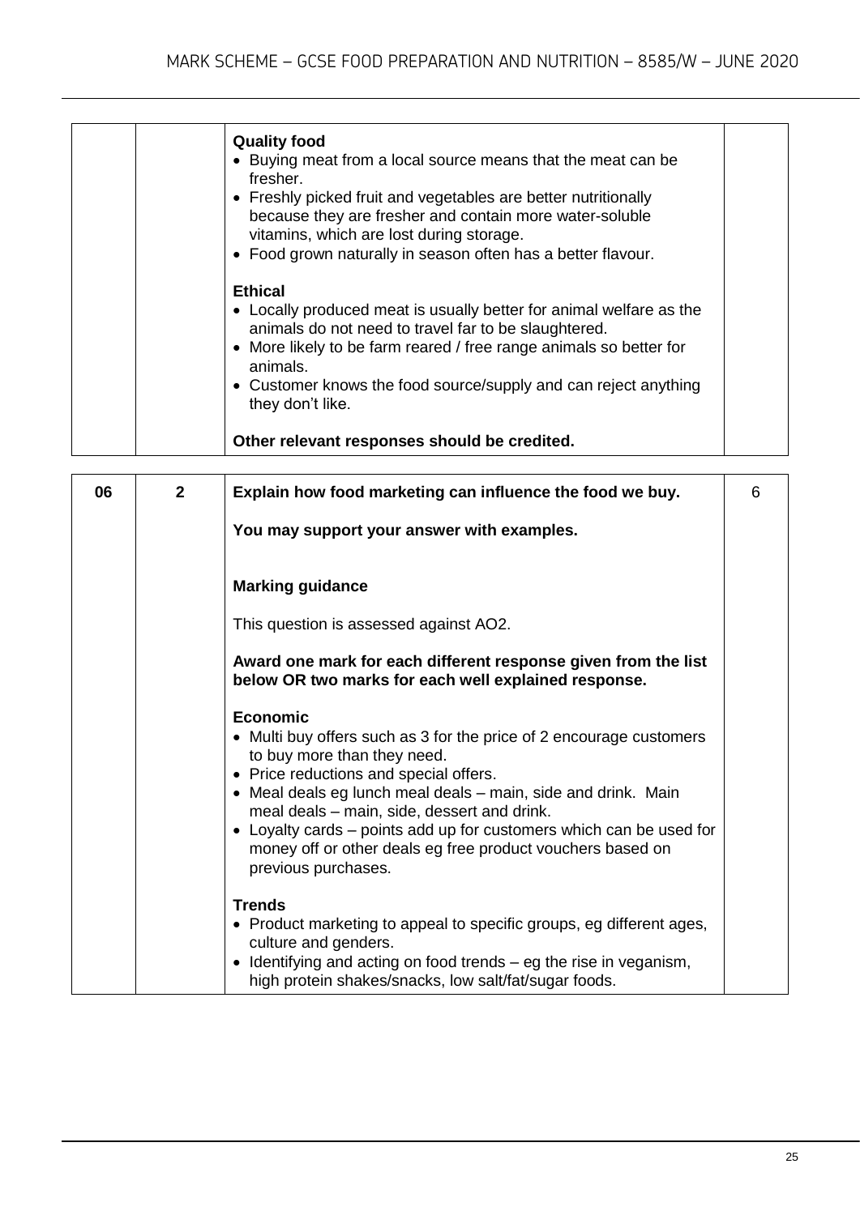| | | | |
|---|---|---|---|
| | | **Quality food**<br>• Buying meat from a local source means that the meat can be fresher.<br>• Freshly picked fruit and vegetables are better nutritionally because they are fresher and contain more water-soluble vitamins, which are lost during storage.<br>• Food grown naturally in season often has a better flavour.<br><br>**Ethical**<br>• Locally produced meat is usually better for animal welfare as the animals do not need to travel far to be slaughtered.<br>• More likely to be farm reared / free range animals so better for animals.<br>• Customer knows the food source/supply and can reject anything they don't like.<br><br>**Other relevant responses should be credited.** | |

| | | | |
|---|---|---|---|
| **06** | **2** | **Explain how food marketing can influence the food we buy.**<br><br>**You may support your answer with examples.**<br><br>**Marking guidance**<br><br>This question is assessed against AO2.<br><br>**Award one mark for each different response given from the list below OR two marks for each well explained response.**<br><br>**Economic**<br>• Multi buy offers such as 3 for the price of 2 encourage customers to buy more than they need.<br>• Price reductions and special offers.<br>• Meal deals eg lunch meal deals – main, side and drink. Main meal deals – main, side, dessert and drink.<br>• Loyalty cards – points add up for customers which can be used for money off or other deals eg free product vouchers based on previous purchases.<br><br>**Trends**<br>• Product marketing to appeal to specific groups, eg different ages, culture and genders.<br>• Identifying and acting on food trends – eg the rise in veganism, high protein shakes/snacks, low salt/fat/sugar foods. | 6 |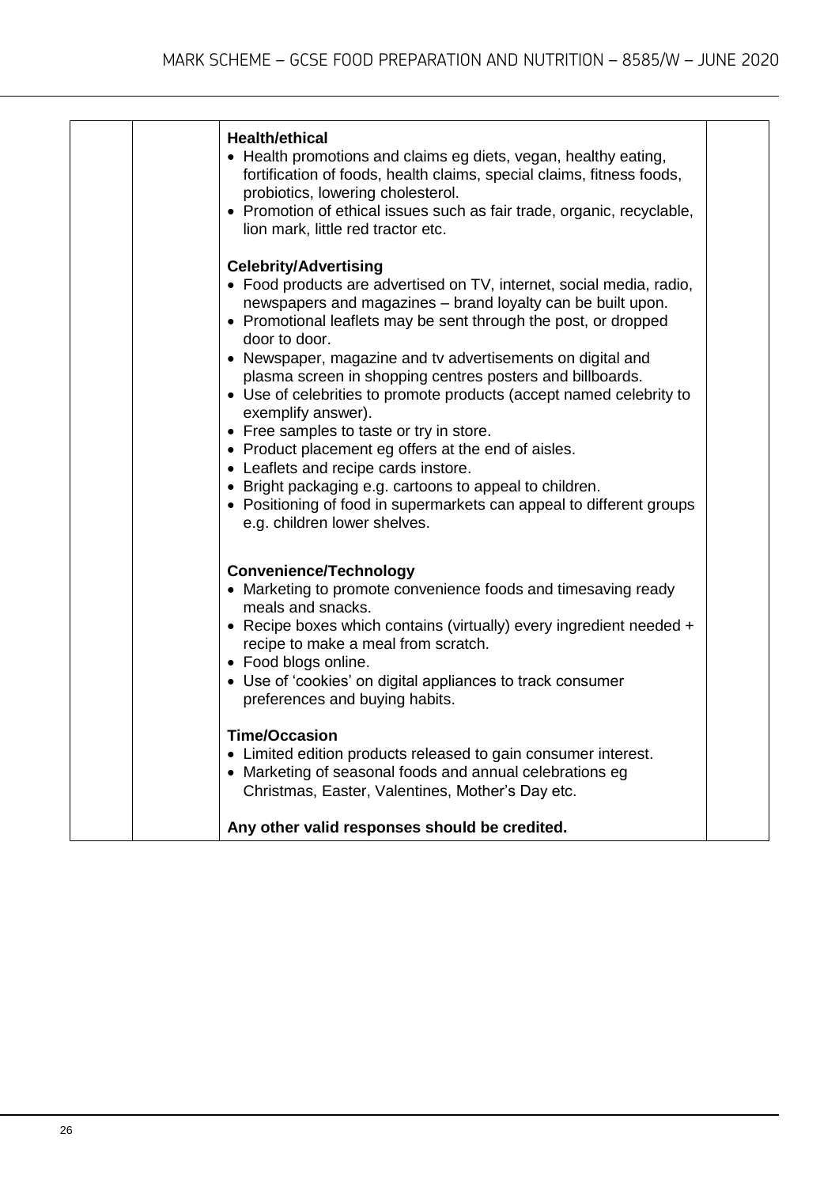| | | **Health/ethical**<br>• Health promotions and claims eg diets, vegan, healthy eating, fortification of foods, health claims, special claims, fitness foods, probiotics, lowering cholesterol.<br>• Promotion of ethical issues such as fair trade, organic, recyclable, lion mark, little red tractor etc.<br><br>**Celebrity/Advertising**<br>• Food products are advertised on TV, internet, social media, radio, newspapers and magazines – brand loyalty can be built upon.<br>• Promotional leaflets may be sent through the post, or dropped door to door.<br>• Newspaper, magazine and tv advertisements on digital and plasma screen in shopping centres posters and billboards.<br>• Use of celebrities to promote products (accept named celebrity to exemplify answer).<br>• Free samples to taste or try in store.<br>• Product placement eg offers at the end of aisles.<br>• Leaflets and recipe cards instore.<br>• Bright packaging e.g. cartoons to appeal to children.<br>• Positioning of food in supermarkets can appeal to different groups e.g. children lower shelves.<br><br>**Convenience/Technology**<br>• Marketing to promote convenience foods and timesaving ready meals and snacks.<br>• Recipe boxes which contains (virtually) every ingredient needed + recipe to make a meal from scratch.<br>• Food blogs online.<br>• Use of 'cookies' on digital appliances to track consumer preferences and buying habits.<br><br>**Time/Occasion**<br>• Limited edition products released to gain consumer interest.<br>• Marketing of seasonal foods and annual celebrations eg Christmas, Easter, Valentines, Mother's Day etc.<br><br>**Any other valid responses should be credited.** | |
|---|---|---|---|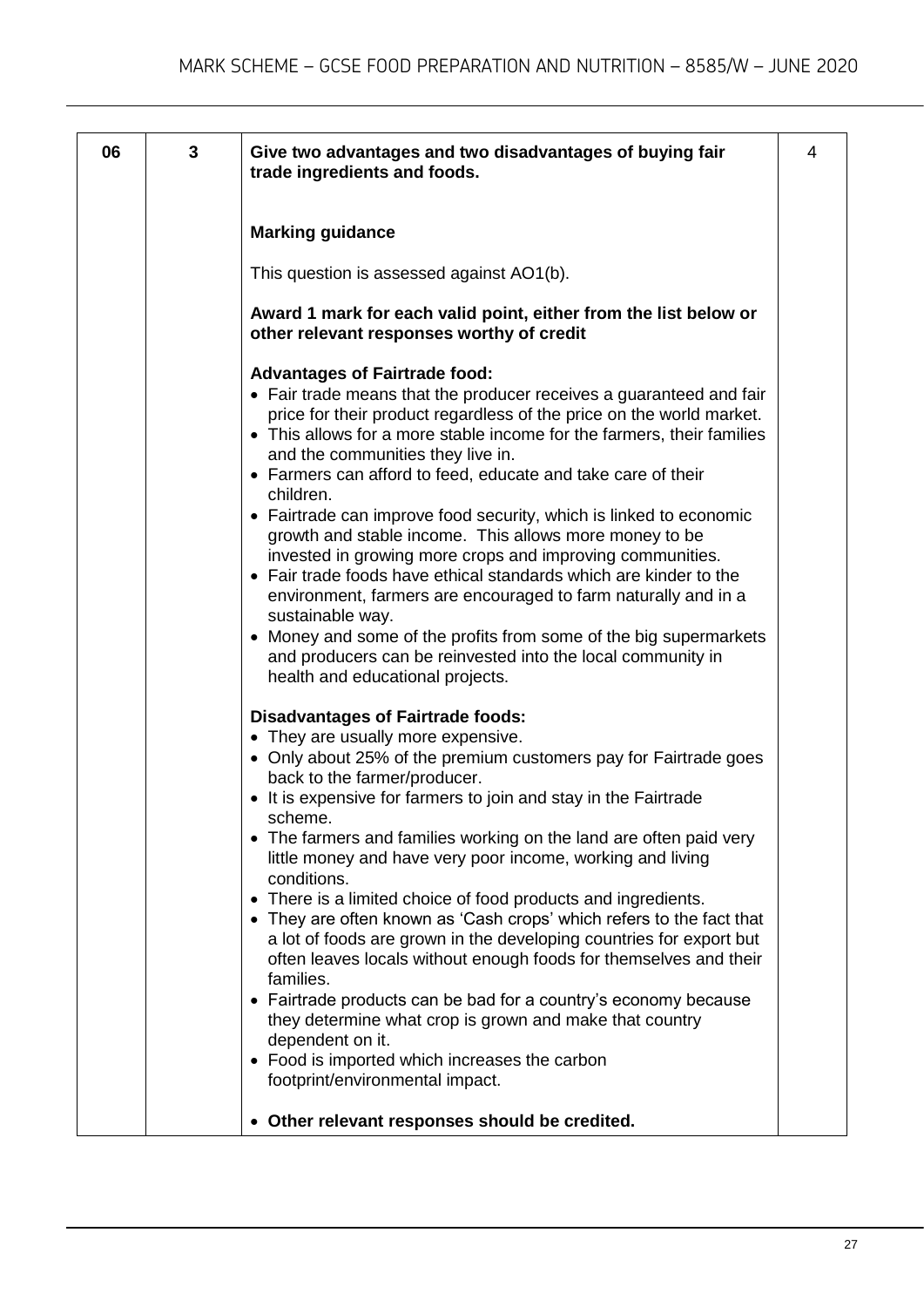| | | | |
|---|---|---|---|
| 06 | 3 | **Give two advantages and two disadvantages of buying fair trade ingredients and foods.**<br><br>**Marking guidance**<br><br>This question is assessed against AO1(b).<br><br>**Award 1 mark for each valid point, either from the list below or other relevant responses worthy of credit**<br><br>**Advantages of Fairtrade food:**<br>• Fair trade means that the producer receives a guaranteed and fair price for their product regardless of the price on the world market.<br>• This allows for a more stable income for the farmers, their families and the communities they live in.<br>• Farmers can afford to feed, educate and take care of their children.<br>• Fairtrade can improve food security, which is linked to economic growth and stable income. This allows more money to be invested in growing more crops and improving communities.<br>• Fair trade foods have ethical standards which are kinder to the environment, farmers are encouraged to farm naturally and in a sustainable way.<br>• Money and some of the profits from some of the big supermarkets and producers can be reinvested into the local community in health and educational projects.<br><br>**Disadvantages of Fairtrade foods:**<br>• They are usually more expensive.<br>• Only about 25% of the premium customers pay for Fairtrade goes back to the farmer/producer.<br>• It is expensive for farmers to join and stay in the Fairtrade scheme.<br>• The farmers and families working on the land are often paid very little money and have very poor income, working and living conditions.<br>• There is a limited choice of food products and ingredients.<br>• They are often known as 'Cash crops' which refers to the fact that a lot of foods are grown in the developing countries for export but often leaves locals without enough foods for themselves and their families.<br>• Fairtrade products can be bad for a country's economy because they determine what crop is grown and make that country dependent on it.<br>• Food is imported which increases the carbon footprint/environmental impact.<br><br>• **Other relevant responses should be credited.** | 4 |